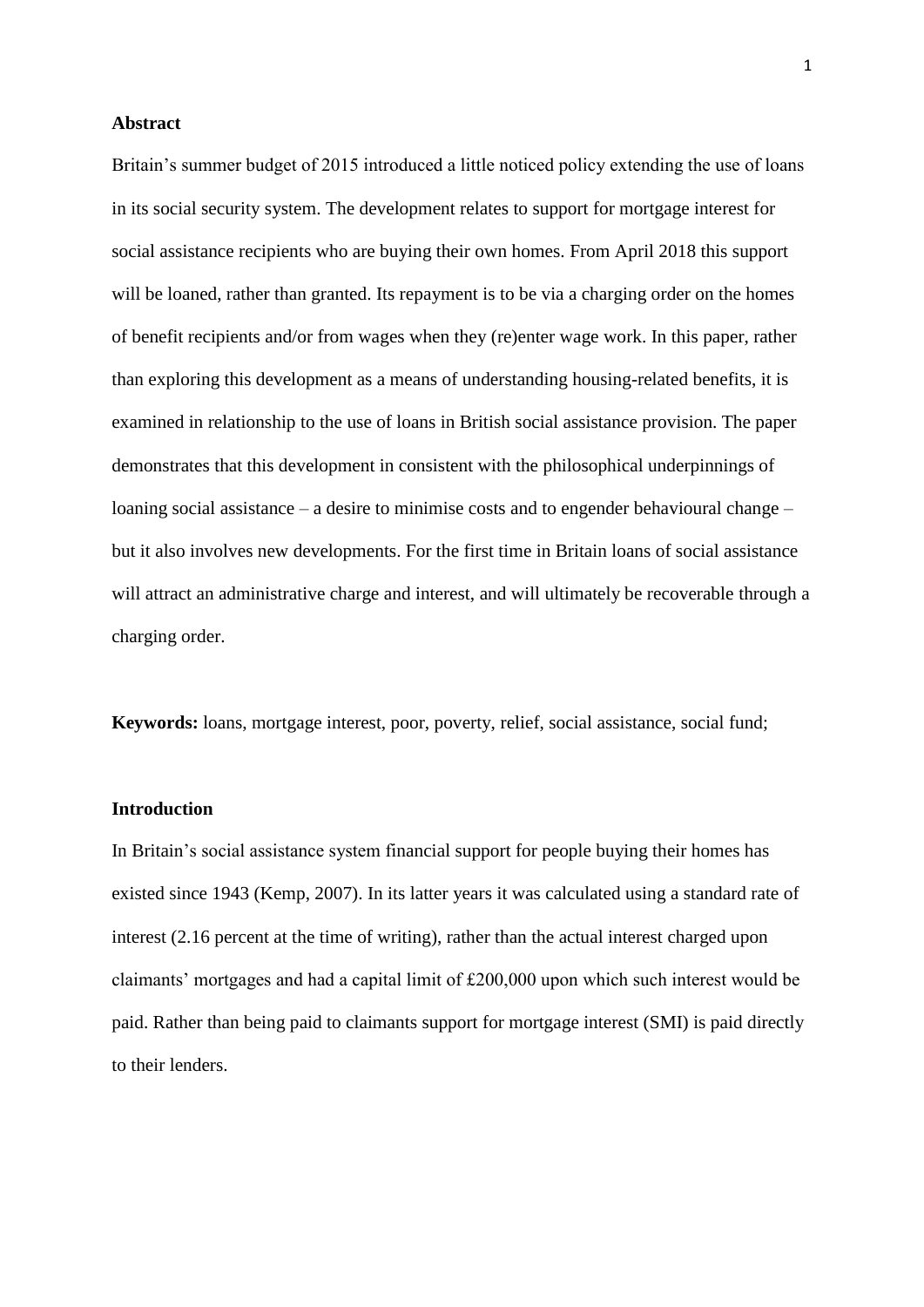**Abstract**

Britain's summer budget of 2015 introduced a little noticed policy extending the use of loans in its social security system. The development relates to support for mortgage interest for social assistance recipients who are buying their own homes. From April 2018 this support will be loaned, rather than granted. Its repayment is to be via a charging order on the homes of benefit recipients and/or from wages when they (re)enter wage work. In this paper, rather than exploring this development as a means of understanding housing-related benefits, it is examined in relationship to the use of loans in British social assistance provision. The paper demonstrates that this development in consistent with the philosophical underpinnings of loaning social assistance – a desire to minimise costs and to engender behavioural change – but it also involves new developments. For the first time in Britain loans of social assistance will attract an administrative charge and interest, and will ultimately be recoverable through a charging order.

**Keywords:** loans, mortgage interest, poor, poverty, relief, social assistance, social fund;

**Introduction**

In Britain's social assistance system financial support for people buying their homes has existed since 1943 (Kemp, 2007). In its latter years it was calculated using a standard rate of interest (2.16 percent at the time of writing), rather than the actual interest charged upon claimants' mortgages and had a capital limit of £200,000 upon which such interest would be paid. Rather than being paid to claimants support for mortgage interest (SMI) is paid directly to their lenders.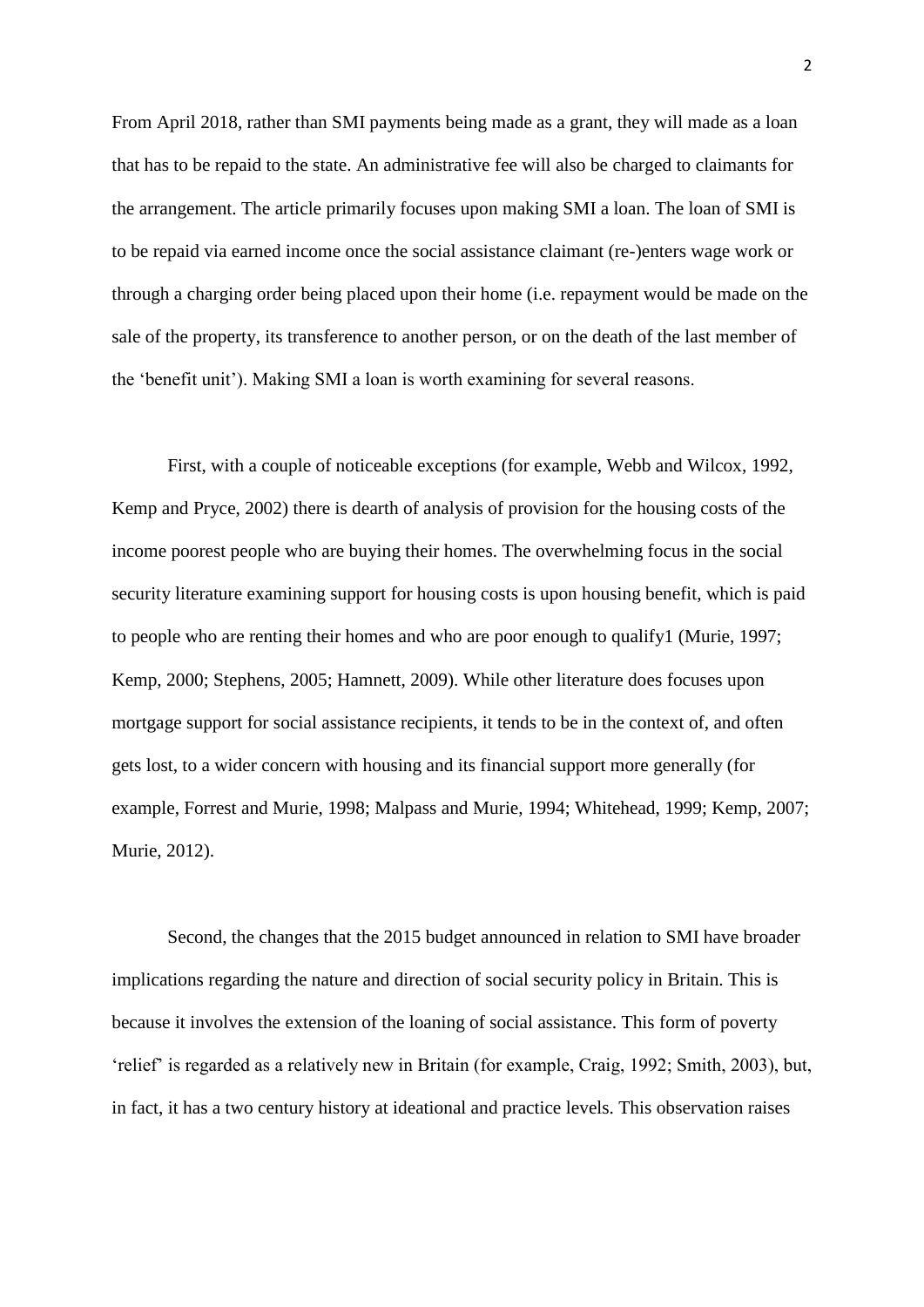From April 2018, rather than SMI payments being made as a grant, they will made as a loan that has to be repaid to the state. An administrative fee will also be charged to claimants for the arrangement. The article primarily focuses upon making SMI a loan. The loan of SMI is to be repaid via earned income once the social assistance claimant (re-)enters wage work or through a charging order being placed upon their home (i.e. repayment would be made on the sale of the property, its transference to another person, or on the death of the last member of the 'benefit unit'). Making SMI a loan is worth examining for several reasons.

First, with a couple of noticeable exceptions (for example, Webb and Wilcox, 1992, Kemp and Pryce, 2002) there is dearth of analysis of provision for the housing costs of the income poorest people who are buying their homes. The overwhelming focus in the social security literature examining support for housing costs is upon housing benefit, which is paid to people who are renting their homes and who are poor enough to qualify[1] (Murie, 1997; Kemp, 2000; Stephens, 2005; Hamnett, 2009). While other literature does focuses upon mortgage support for social assistance recipients, it tends to be in the context of, and often gets lost, to a wider concern with housing and its financial support more generally (for example, Forrest and Murie, 1998; Malpass and Murie, 1994; Whitehead, 1999; Kemp, 2007; Murie, 2012).

Second, the changes that the 2015 budget announced in relation to SMI have broader implications regarding the nature and direction of social security policy in Britain. This is because it involves the extension of the loaning of social assistance. This form of poverty 'relief' is regarded as a relatively new in Britain (for example, Craig, 1992; Smith, 2003), but, in fact, it has a two century history at ideational and practice levels. This observation raises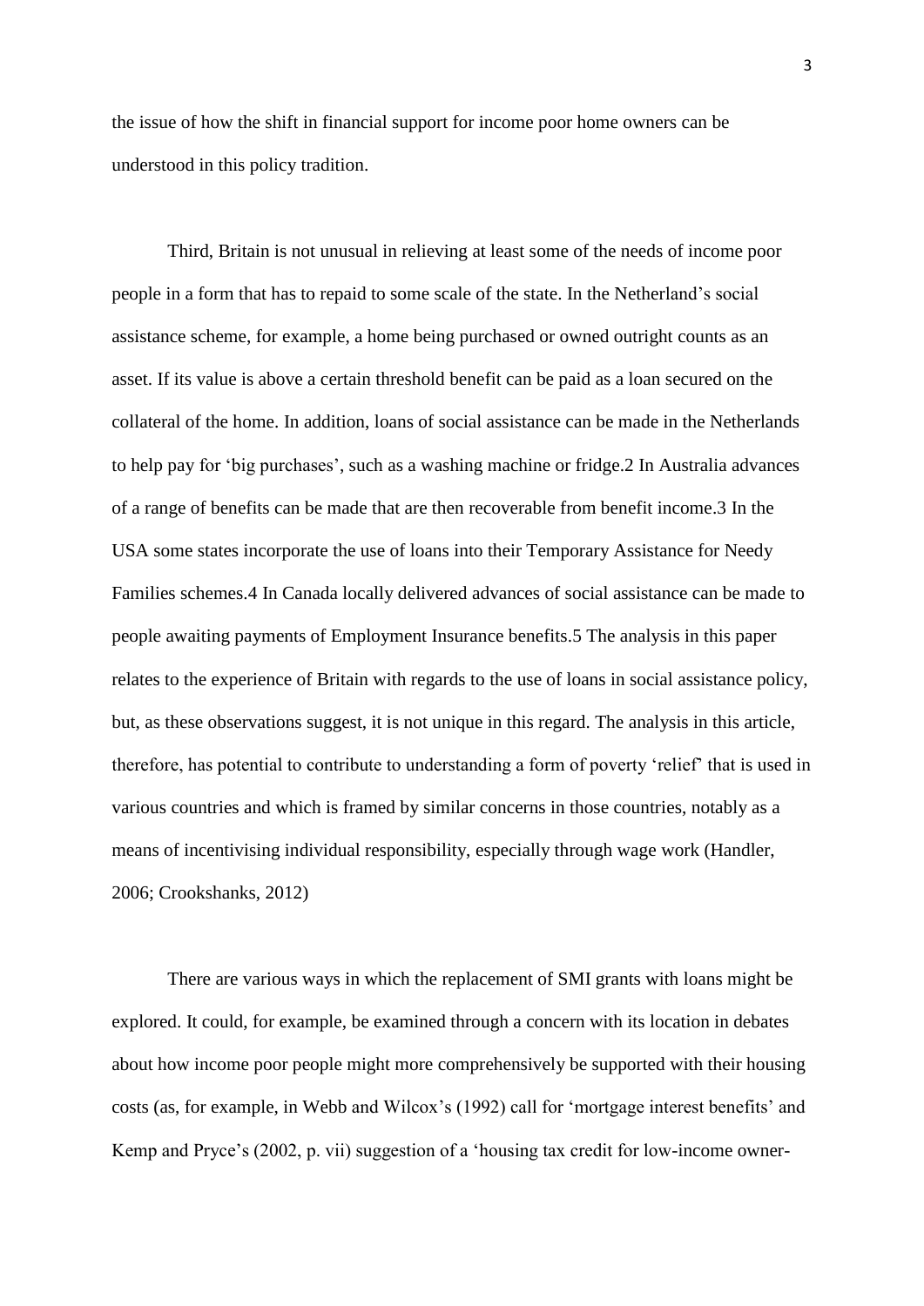the issue of how the shift in financial support for income poor home owners can be understood in this policy tradition.

Third, Britain is not unusual in relieving at least some of the needs of income poor people in a form that has to repaid to some scale of the state. In the Netherland's social assistance scheme, for example, a home being purchased or owned outright counts as an asset. If its value is above a certain threshold benefit can be paid as a loan secured on the collateral of the home. In addition, loans of social assistance can be made in the Netherlands to help pay for 'big purchases', such as a washing machine or fridge.2 In Australia advances of a range of benefits can be made that are then recoverable from benefit income.3 In the USA some states incorporate the use of loans into their Temporary Assistance for Needy Families schemes.4 In Canada locally delivered advances of social assistance can be made to people awaiting payments of Employment Insurance benefits.5 The analysis in this paper relates to the experience of Britain with regards to the use of loans in social assistance policy, but, as these observations suggest, it is not unique in this regard. The analysis in this article, therefore, has potential to contribute to understanding a form of poverty 'relief' that is used in various countries and which is framed by similar concerns in those countries, notably as a means of incentivising individual responsibility, especially through wage work (Handler, 2006; Crookshanks, 2012)

There are various ways in which the replacement of SMI grants with loans might be explored. It could, for example, be examined through a concern with its location in debates about how income poor people might more comprehensively be supported with their housing costs (as, for example, in Webb and Wilcox's (1992) call for 'mortgage interest benefits' and Kemp and Pryce's (2002, p. vii) suggestion of a 'housing tax credit for low-income owner-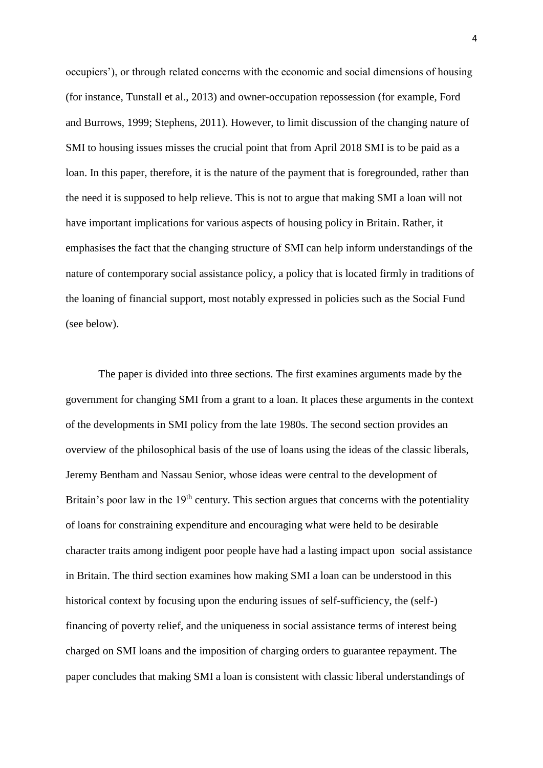occupiers'), or through related concerns with the economic and social dimensions of housing (for instance, Tunstall et al., 2013) and owner-occupation repossession (for example, Ford and Burrows, 1999; Stephens, 2011). However, to limit discussion of the changing nature of SMI to housing issues misses the crucial point that from April 2018 SMI is to be paid as a loan. In this paper, therefore, it is the nature of the payment that is foregrounded, rather than the need it is supposed to help relieve. This is not to argue that making SMI a loan will not have important implications for various aspects of housing policy in Britain. Rather, it emphasises the fact that the changing structure of SMI can help inform understandings of the nature of contemporary social assistance policy, a policy that is located firmly in traditions of the loaning of financial support, most notably expressed in policies such as the Social Fund (see below).

The paper is divided into three sections. The first examines arguments made by the government for changing SMI from a grant to a loan. It places these arguments in the context of the developments in SMI policy from the late 1980s. The second section provides an overview of the philosophical basis of the use of loans using the ideas of the classic liberals, Jeremy Bentham and Nassau Senior, whose ideas were central to the development of Britain's poor law in the 19th century. This section argues that concerns with the potentiality of loans for constraining expenditure and encouraging what were held to be desirable character traits among indigent poor people have had a lasting impact upon social assistance in Britain. The third section examines how making SMI a loan can be understood in this historical context by focusing upon the enduring issues of self-sufficiency, the (self-) financing of poverty relief, and the uniqueness in social assistance terms of interest being charged on SMI loans and the imposition of charging orders to guarantee repayment. The paper concludes that making SMI a loan is consistent with classic liberal understandings of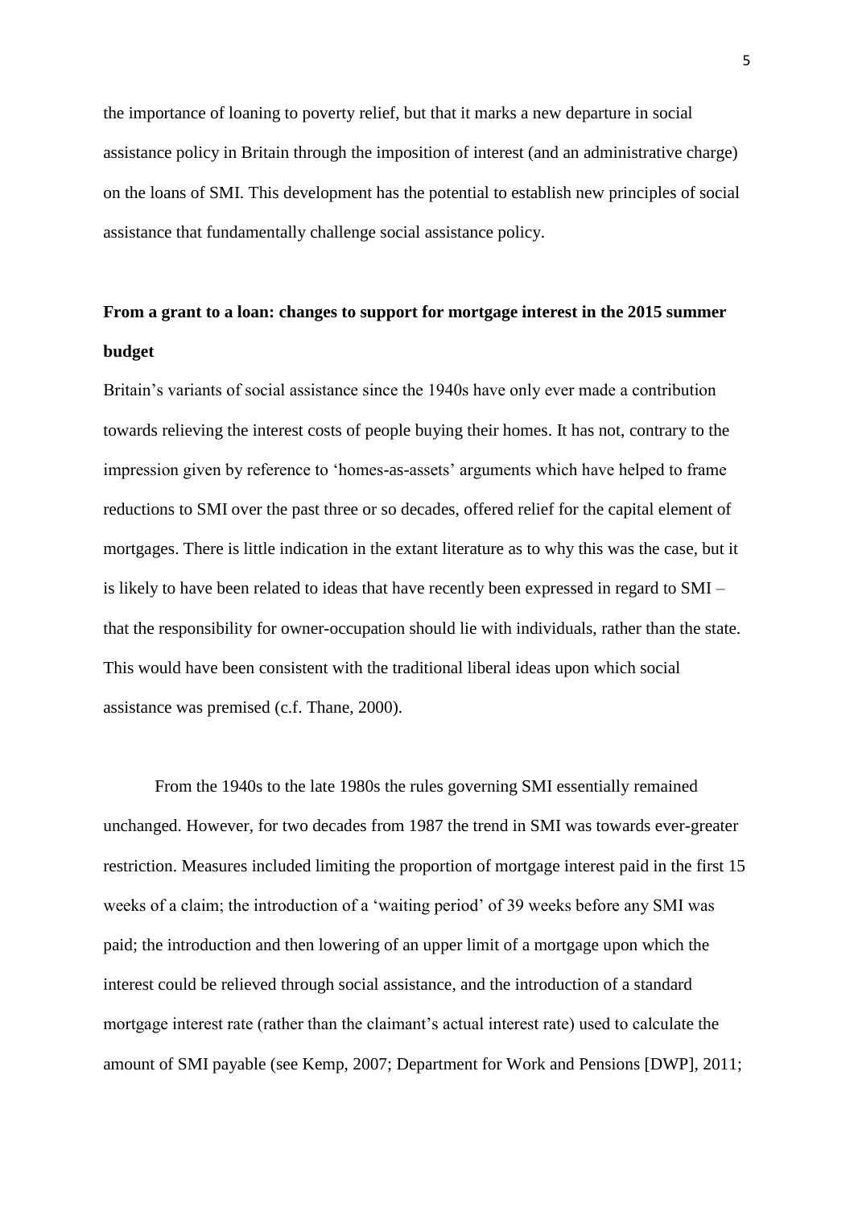the importance of loaning to poverty relief, but that it marks a new departure in social assistance policy in Britain through the imposition of interest (and an administrative charge) on the loans of SMI. This development has the potential to establish new principles of social assistance that fundamentally challenge social assistance policy.

## From a grant to a loan: changes to support for mortgage interest in the 2015 summer budget

Britain's variants of social assistance since the 1940s have only ever made a contribution towards relieving the interest costs of people buying their homes. It has not, contrary to the impression given by reference to 'homes-as-assets' arguments which have helped to frame reductions to SMI over the past three or so decades, offered relief for the capital element of mortgages. There is little indication in the extant literature as to why this was the case, but it is likely to have been related to ideas that have recently been expressed in regard to SMI – that the responsibility for owner-occupation should lie with individuals, rather than the state. This would have been consistent with the traditional liberal ideas upon which social assistance was premised (c.f. Thane, 2000).

From the 1940s to the late 1980s the rules governing SMI essentially remained unchanged. However, for two decades from 1987 the trend in SMI was towards ever-greater restriction. Measures included limiting the proportion of mortgage interest paid in the first 15 weeks of a claim; the introduction of a 'waiting period' of 39 weeks before any SMI was paid; the introduction and then lowering of an upper limit of a mortgage upon which the interest could be relieved through social assistance, and the introduction of a standard mortgage interest rate (rather than the claimant's actual interest rate) used to calculate the amount of SMI payable (see Kemp, 2007; Department for Work and Pensions [DWP], 2011;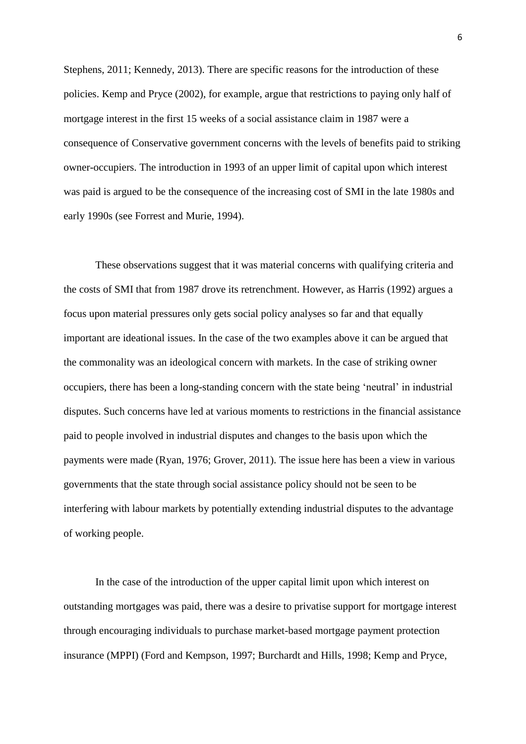Stephens, 2011; Kennedy, 2013). There are specific reasons for the introduction of these policies. Kemp and Pryce (2002), for example, argue that restrictions to paying only half of mortgage interest in the first 15 weeks of a social assistance claim in 1987 were a consequence of Conservative government concerns with the levels of benefits paid to striking owner-occupiers. The introduction in 1993 of an upper limit of capital upon which interest was paid is argued to be the consequence of the increasing cost of SMI in the late 1980s and early 1990s (see Forrest and Murie, 1994).

These observations suggest that it was material concerns with qualifying criteria and the costs of SMI that from 1987 drove its retrenchment. However, as Harris (1992) argues a focus upon material pressures only gets social policy analyses so far and that equally important are ideational issues. In the case of the two examples above it can be argued that the commonality was an ideological concern with markets. In the case of striking owner occupiers, there has been a long-standing concern with the state being 'neutral' in industrial disputes. Such concerns have led at various moments to restrictions in the financial assistance paid to people involved in industrial disputes and changes to the basis upon which the payments were made (Ryan, 1976; Grover, 2011). The issue here has been a view in various governments that the state through social assistance policy should not be seen to be interfering with labour markets by potentially extending industrial disputes to the advantage of working people.

In the case of the introduction of the upper capital limit upon which interest on outstanding mortgages was paid, there was a desire to privatise support for mortgage interest through encouraging individuals to purchase market-based mortgage payment protection insurance (MPPI) (Ford and Kempson, 1997; Burchardt and Hills, 1998; Kemp and Pryce,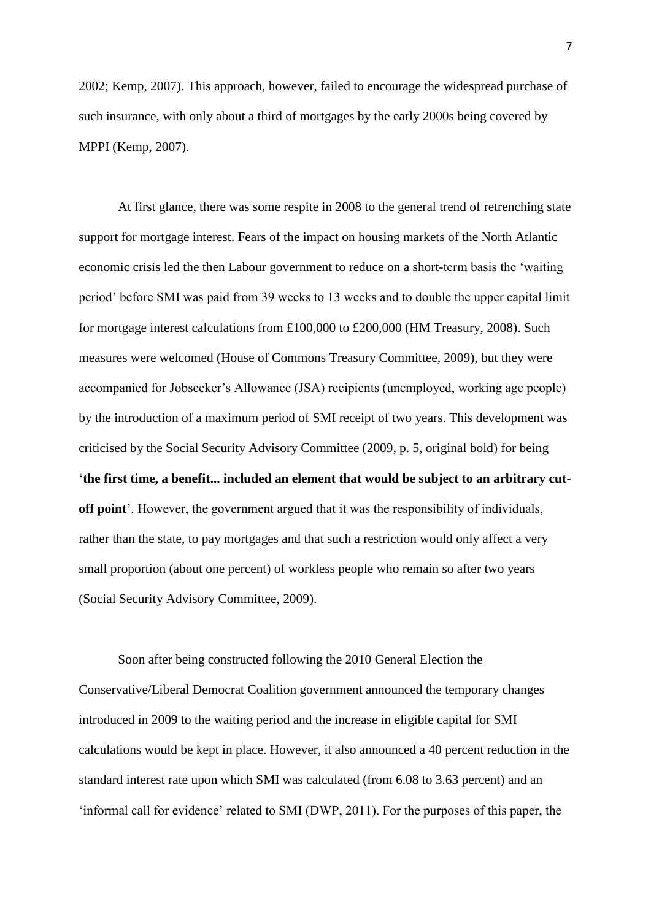2002; Kemp, 2007). This approach, however, failed to encourage the widespread purchase of such insurance, with only about a third of mortgages by the early 2000s being covered by MPPI (Kemp, 2007).

At first glance, there was some respite in 2008 to the general trend of retrenching state support for mortgage interest. Fears of the impact on housing markets of the North Atlantic economic crisis led the then Labour government to reduce on a short-term basis the 'waiting period' before SMI was paid from 39 weeks to 13 weeks and to double the upper capital limit for mortgage interest calculations from £100,000 to £200,000 (HM Treasury, 2008). Such measures were welcomed (House of Commons Treasury Committee, 2009), but they were accompanied for Jobseeker's Allowance (JSA) recipients (unemployed, working age people) by the introduction of a maximum period of SMI receipt of two years. This development was criticised by the Social Security Advisory Committee (2009, p. 5, original bold) for being '**the first time, a benefit... included an element that would be subject to an arbitrary cut-off point**'. However, the government argued that it was the responsibility of individuals, rather than the state, to pay mortgages and that such a restriction would only affect a very small proportion (about one percent) of workless people who remain so after two years (Social Security Advisory Committee, 2009).

Soon after being constructed following the 2010 General Election the Conservative/Liberal Democrat Coalition government announced the temporary changes introduced in 2009 to the waiting period and the increase in eligible capital for SMI calculations would be kept in place. However, it also announced a 40 percent reduction in the standard interest rate upon which SMI was calculated (from 6.08 to 3.63 percent) and an 'informal call for evidence' related to SMI (DWP, 2011). For the purposes of this paper, the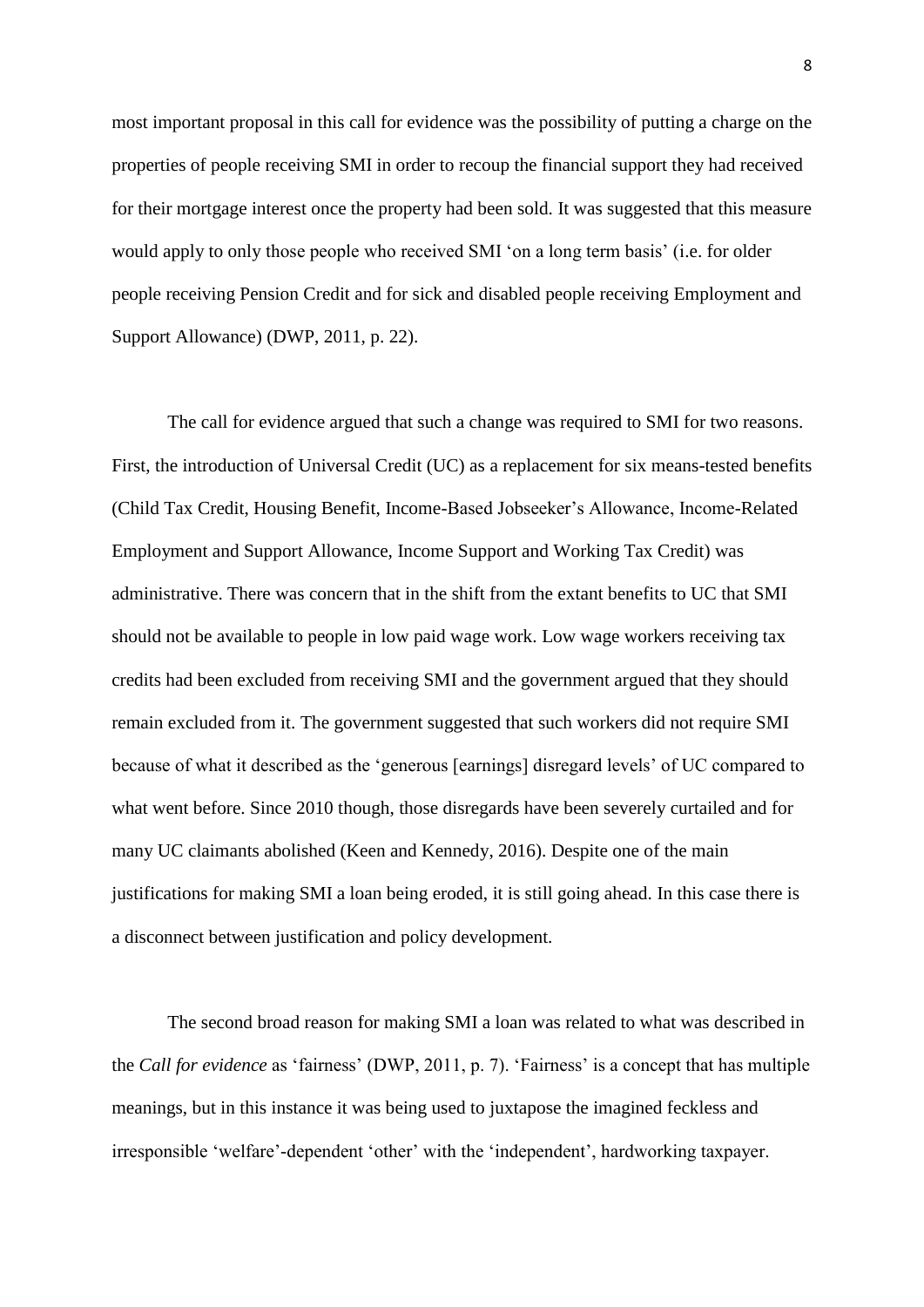most important proposal in this call for evidence was the possibility of putting a charge on the properties of people receiving SMI in order to recoup the financial support they had received for their mortgage interest once the property had been sold. It was suggested that this measure would apply to only those people who received SMI 'on a long term basis' (i.e. for older people receiving Pension Credit and for sick and disabled people receiving Employment and Support Allowance) (DWP, 2011, p. 22).

The call for evidence argued that such a change was required to SMI for two reasons. First, the introduction of Universal Credit (UC) as a replacement for six means-tested benefits (Child Tax Credit, Housing Benefit, Income-Based Jobseeker's Allowance, Income-Related Employment and Support Allowance, Income Support and Working Tax Credit) was administrative. There was concern that in the shift from the extant benefits to UC that SMI should not be available to people in low paid wage work. Low wage workers receiving tax credits had been excluded from receiving SMI and the government argued that they should remain excluded from it. The government suggested that such workers did not require SMI because of what it described as the 'generous [earnings] disregard levels' of UC compared to what went before. Since 2010 though, those disregards have been severely curtailed and for many UC claimants abolished (Keen and Kennedy, 2016). Despite one of the main justifications for making SMI a loan being eroded, it is still going ahead. In this case there is a disconnect between justification and policy development.

The second broad reason for making SMI a loan was related to what was described in the *Call for evidence* as 'fairness' (DWP, 2011, p. 7). 'Fairness' is a concept that has multiple meanings, but in this instance it was being used to juxtapose the imagined feckless and irresponsible 'welfare'-dependent 'other' with the 'independent', hardworking taxpayer.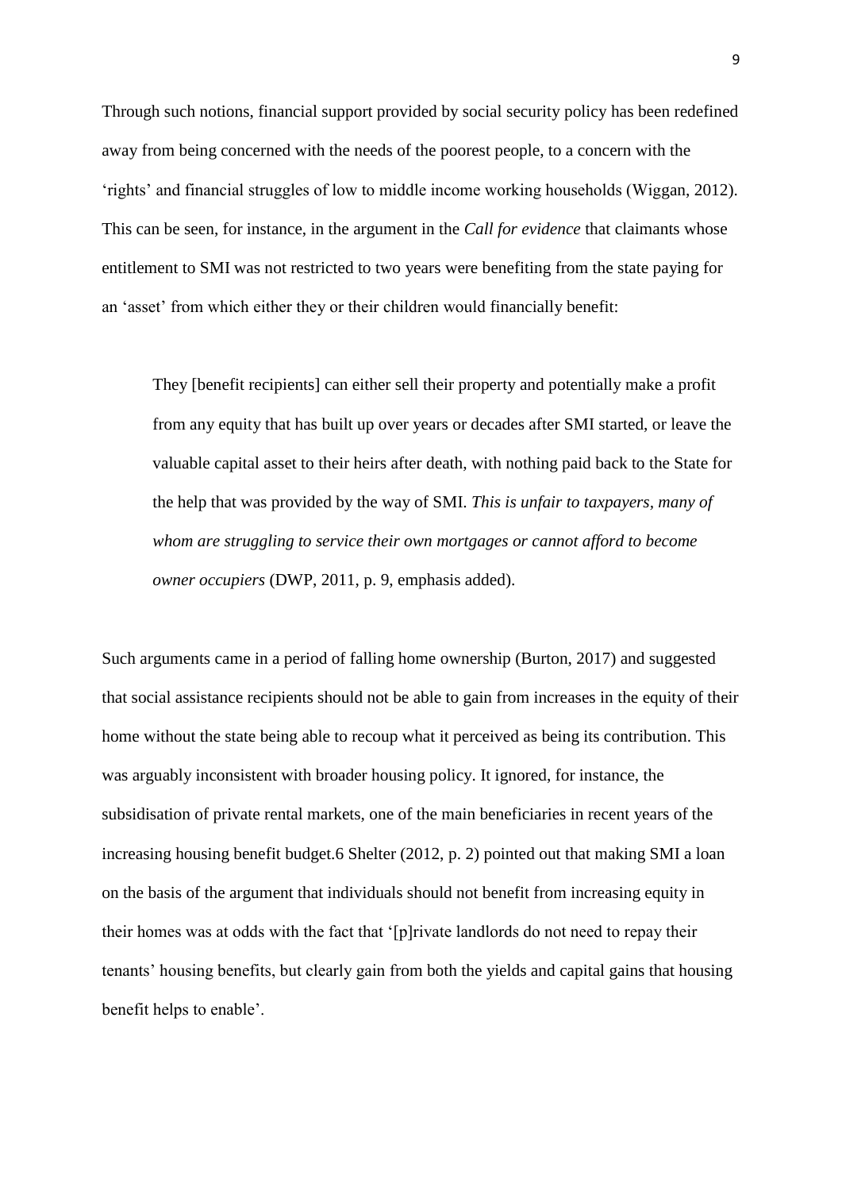Through such notions, financial support provided by social security policy has been redefined away from being concerned with the needs of the poorest people, to a concern with the 'rights' and financial struggles of low to middle income working households (Wiggan, 2012). This can be seen, for instance, in the argument in the *Call for evidence* that claimants whose entitlement to SMI was not restricted to two years were benefiting from the state paying for an 'asset' from which either they or their children would financially benefit:

> They [benefit recipients] can either sell their property and potentially make a profit from any equity that has built up over years or decades after SMI started, or leave the valuable capital asset to their heirs after death, with nothing paid back to the State for the help that was provided by the way of SMI. *This is unfair to taxpayers, many of whom are struggling to service their own mortgages or cannot afford to become owner occupiers* (DWP, 2011, p. 9, emphasis added).

Such arguments came in a period of falling home ownership (Burton, 2017) and suggested that social assistance recipients should not be able to gain from increases in the equity of their home without the state being able to recoup what it perceived as being its contribution. This was arguably inconsistent with broader housing policy. It ignored, for instance, the subsidisation of private rental markets, one of the main beneficiaries in recent years of the increasing housing benefit budget.[6] Shelter (2012, p. 2) pointed out that making SMI a loan on the basis of the argument that individuals should not benefit from increasing equity in their homes was at odds with the fact that '[p]rivate landlords do not need to repay their tenants' housing benefits, but clearly gain from both the yields and capital gains that housing benefit helps to enable'.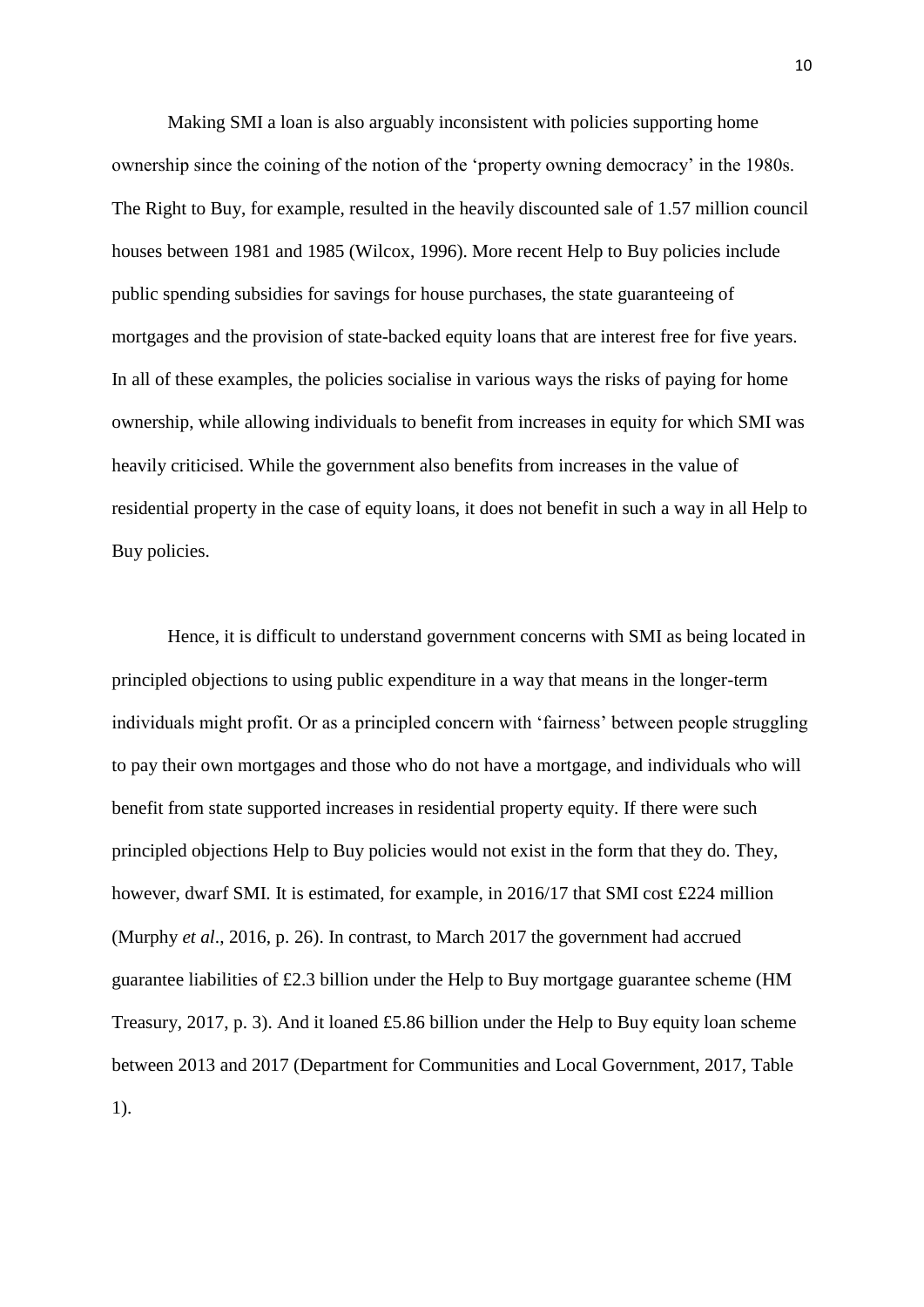Making SMI a loan is also arguably inconsistent with policies supporting home ownership since the coining of the notion of the 'property owning democracy' in the 1980s. The Right to Buy, for example, resulted in the heavily discounted sale of 1.57 million council houses between 1981 and 1985 (Wilcox, 1996). More recent Help to Buy policies include public spending subsidies for savings for house purchases, the state guaranteeing of mortgages and the provision of state-backed equity loans that are interest free for five years. In all of these examples, the policies socialise in various ways the risks of paying for home ownership, while allowing individuals to benefit from increases in equity for which SMI was heavily criticised. While the government also benefits from increases in the value of residential property in the case of equity loans, it does not benefit in such a way in all Help to Buy policies.

Hence, it is difficult to understand government concerns with SMI as being located in principled objections to using public expenditure in a way that means in the longer-term individuals might profit. Or as a principled concern with 'fairness' between people struggling to pay their own mortgages and those who do not have a mortgage, and individuals who will benefit from state supported increases in residential property equity. If there were such principled objections Help to Buy policies would not exist in the form that they do. They, however, dwarf SMI. It is estimated, for example, in 2016/17 that SMI cost £224 million (Murphy *et al*., 2016, p. 26). In contrast, to March 2017 the government had accrued guarantee liabilities of £2.3 billion under the Help to Buy mortgage guarantee scheme (HM Treasury, 2017, p. 3). And it loaned £5.86 billion under the Help to Buy equity loan scheme between 2013 and 2017 (Department for Communities and Local Government, 2017, Table 1).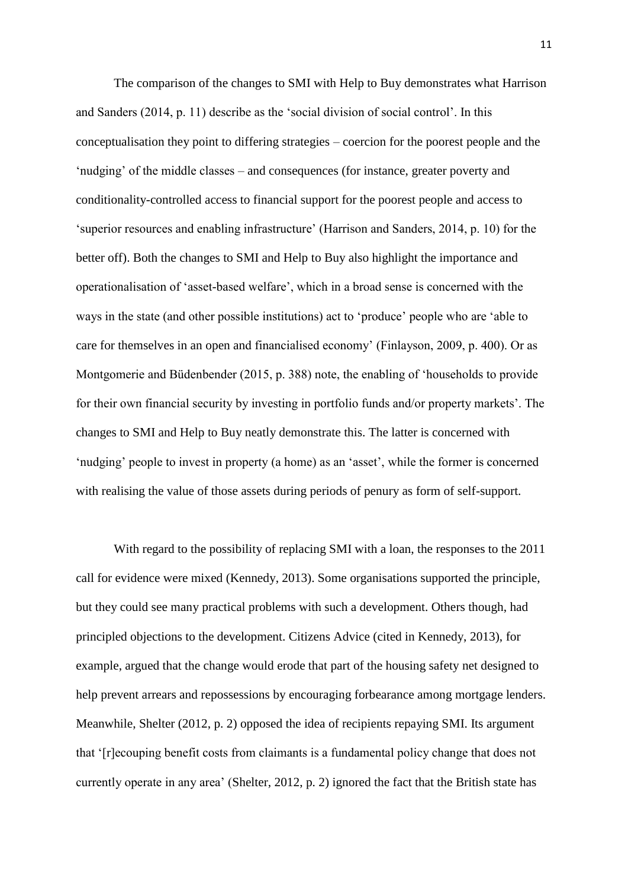The comparison of the changes to SMI with Help to Buy demonstrates what Harrison and Sanders (2014, p. 11) describe as the 'social division of social control'. In this conceptualisation they point to differing strategies – coercion for the poorest people and the 'nudging' of the middle classes – and consequences (for instance, greater poverty and conditionality-controlled access to financial support for the poorest people and access to 'superior resources and enabling infrastructure' (Harrison and Sanders, 2014, p. 10) for the better off). Both the changes to SMI and Help to Buy also highlight the importance and operationalisation of 'asset-based welfare', which in a broad sense is concerned with the ways in the state (and other possible institutions) act to 'produce' people who are 'able to care for themselves in an open and financialised economy' (Finlayson, 2009, p. 400). Or as Montgomerie and Büdenbender (2015, p. 388) note, the enabling of 'households to provide for their own financial security by investing in portfolio funds and/or property markets'. The changes to SMI and Help to Buy neatly demonstrate this. The latter is concerned with 'nudging' people to invest in property (a home) as an 'asset', while the former is concerned with realising the value of those assets during periods of penury as form of self-support.

With regard to the possibility of replacing SMI with a loan, the responses to the 2011 call for evidence were mixed (Kennedy, 2013). Some organisations supported the principle, but they could see many practical problems with such a development. Others though, had principled objections to the development. Citizens Advice (cited in Kennedy, 2013), for example, argued that the change would erode that part of the housing safety net designed to help prevent arrears and repossessions by encouraging forbearance among mortgage lenders. Meanwhile, Shelter (2012, p. 2) opposed the idea of recipients repaying SMI. Its argument that '[r]ecouping benefit costs from claimants is a fundamental policy change that does not currently operate in any area' (Shelter, 2012, p. 2) ignored the fact that the British state has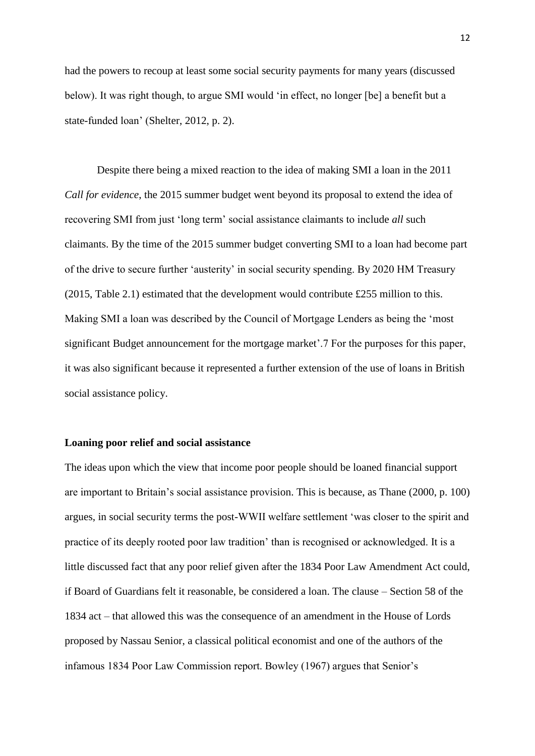had the powers to recoup at least some social security payments for many years (discussed below). It was right though, to argue SMI would 'in effect, no longer [be] a benefit but a state-funded loan' (Shelter, 2012, p. 2).

Despite there being a mixed reaction to the idea of making SMI a loan in the 2011 *Call for evidence*, the 2015 summer budget went beyond its proposal to extend the idea of recovering SMI from just 'long term' social assistance claimants to include *all* such claimants. By the time of the 2015 summer budget converting SMI to a loan had become part of the drive to secure further 'austerity' in social security spending. By 2020 HM Treasury (2015, Table 2.1) estimated that the development would contribute £255 million to this. Making SMI a loan was described by the Council of Mortgage Lenders as being the 'most significant Budget announcement for the mortgage market'.7 For the purposes for this paper, it was also significant because it represented a further extension of the use of loans in British social assistance policy.

**Loaning poor relief and social assistance**

The ideas upon which the view that income poor people should be loaned financial support are important to Britain's social assistance provision. This is because, as Thane (2000, p. 100) argues, in social security terms the post-WWII welfare settlement 'was closer to the spirit and practice of its deeply rooted poor law tradition' than is recognised or acknowledged. It is a little discussed fact that any poor relief given after the 1834 Poor Law Amendment Act could, if Board of Guardians felt it reasonable, be considered a loan. The clause – Section 58 of the 1834 act – that allowed this was the consequence of an amendment in the House of Lords proposed by Nassau Senior, a classical political economist and one of the authors of the infamous 1834 Poor Law Commission report. Bowley (1967) argues that Senior's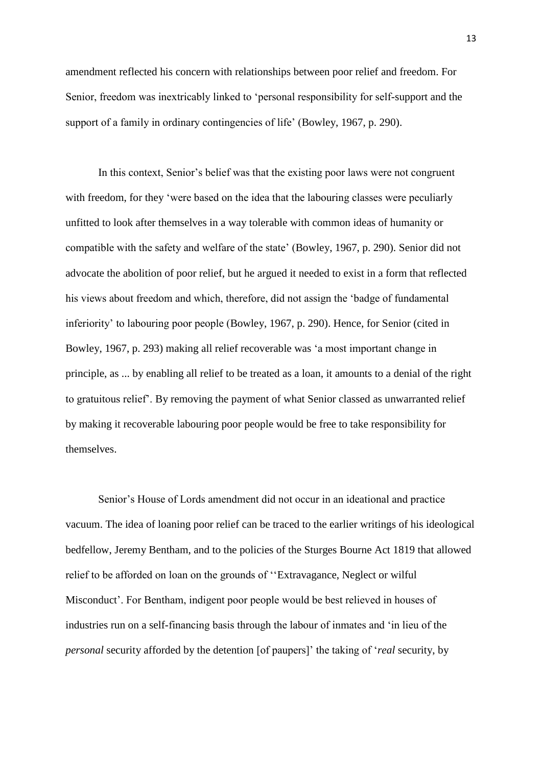amendment reflected his concern with relationships between poor relief and freedom. For Senior, freedom was inextricably linked to 'personal responsibility for self-support and the support of a family in ordinary contingencies of life' (Bowley, 1967, p. 290).

In this context, Senior's belief was that the existing poor laws were not congruent with freedom, for they 'were based on the idea that the labouring classes were peculiarly unfitted to look after themselves in a way tolerable with common ideas of humanity or compatible with the safety and welfare of the state' (Bowley, 1967, p. 290). Senior did not advocate the abolition of poor relief, but he argued it needed to exist in a form that reflected his views about freedom and which, therefore, did not assign the 'badge of fundamental inferiority' to labouring poor people (Bowley, 1967, p. 290). Hence, for Senior (cited in Bowley, 1967, p. 293) making all relief recoverable was 'a most important change in principle, as ... by enabling all relief to be treated as a loan, it amounts to a denial of the right to gratuitous relief'. By removing the payment of what Senior classed as unwarranted relief by making it recoverable labouring poor people would be free to take responsibility for themselves.

Senior's House of Lords amendment did not occur in an ideational and practice vacuum. The idea of loaning poor relief can be traced to the earlier writings of his ideological bedfellow, Jeremy Bentham, and to the policies of the Sturges Bourne Act 1819 that allowed relief to be afforded on loan on the grounds of ''Extravagance, Neglect or wilful Misconduct'. For Bentham, indigent poor people would be best relieved in houses of industries run on a self-financing basis through the labour of inmates and 'in lieu of the *personal* security afforded by the detention [of paupers]' the taking of '*real* security, by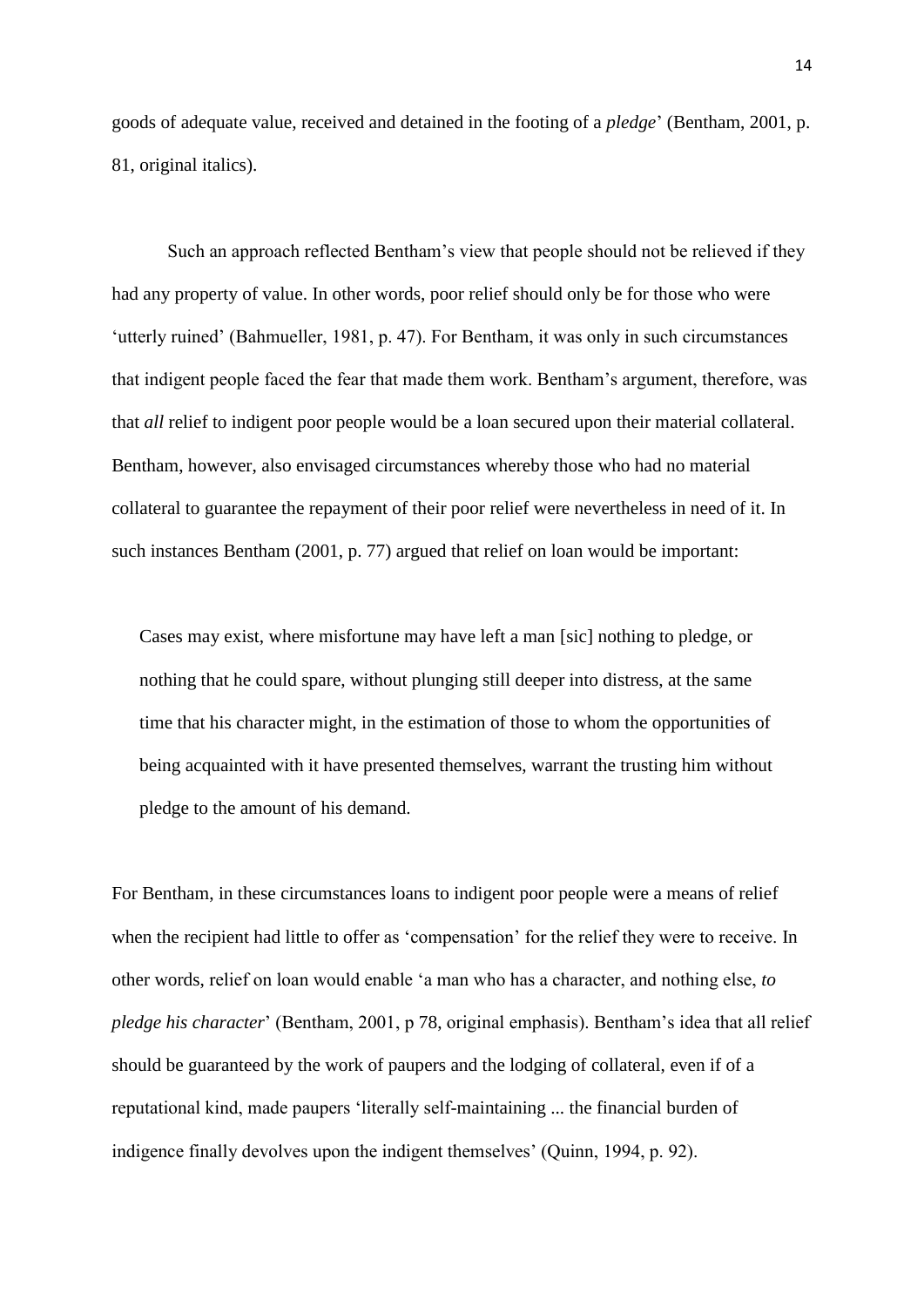goods of adequate value, received and detained in the footing of a *pledge*' (Bentham, 2001, p. 81, original italics).

Such an approach reflected Bentham's view that people should not be relieved if they had any property of value. In other words, poor relief should only be for those who were 'utterly ruined' (Bahmueller, 1981, p. 47). For Bentham, it was only in such circumstances that indigent people faced the fear that made them work. Bentham's argument, therefore, was that *all* relief to indigent poor people would be a loan secured upon their material collateral. Bentham, however, also envisaged circumstances whereby those who had no material collateral to guarantee the repayment of their poor relief were nevertheless in need of it. In such instances Bentham (2001, p. 77) argued that relief on loan would be important:

> Cases may exist, where misfortune may have left a man [sic] nothing to pledge, or nothing that he could spare, without plunging still deeper into distress, at the same time that his character might, in the estimation of those to whom the opportunities of being acquainted with it have presented themselves, warrant the trusting him without pledge to the amount of his demand.

For Bentham, in these circumstances loans to indigent poor people were a means of relief when the recipient had little to offer as 'compensation' for the relief they were to receive. In other words, relief on loan would enable 'a man who has a character, and nothing else, *to pledge his character*' (Bentham, 2001, p 78, original emphasis). Bentham's idea that all relief should be guaranteed by the work of paupers and the lodging of collateral, even if of a reputational kind, made paupers 'literally self-maintaining ... the financial burden of indigence finally devolves upon the indigent themselves' (Quinn, 1994, p. 92).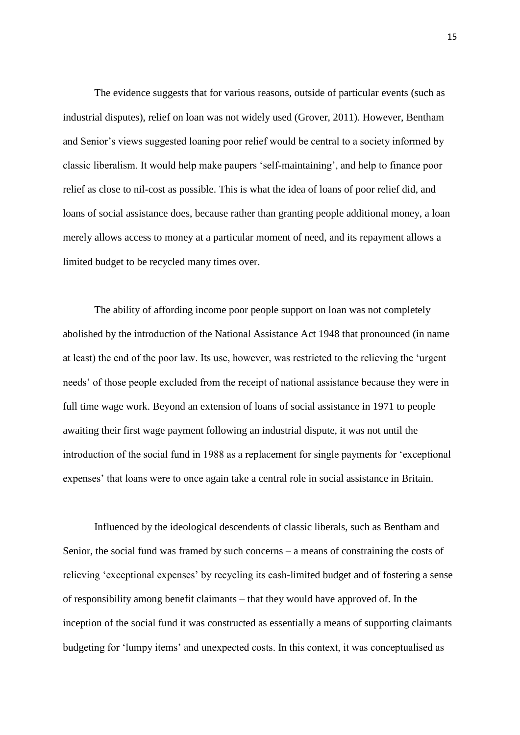The evidence suggests that for various reasons, outside of particular events (such as industrial disputes), relief on loan was not widely used (Grover, 2011). However, Bentham and Senior's views suggested loaning poor relief would be central to a society informed by classic liberalism. It would help make paupers 'self-maintaining', and help to finance poor relief as close to nil-cost as possible. This is what the idea of loans of poor relief did, and loans of social assistance does, because rather than granting people additional money, a loan merely allows access to money at a particular moment of need, and its repayment allows a limited budget to be recycled many times over.

The ability of affording income poor people support on loan was not completely abolished by the introduction of the National Assistance Act 1948 that pronounced (in name at least) the end of the poor law. Its use, however, was restricted to the relieving the 'urgent needs' of those people excluded from the receipt of national assistance because they were in full time wage work. Beyond an extension of loans of social assistance in 1971 to people awaiting their first wage payment following an industrial dispute, it was not until the introduction of the social fund in 1988 as a replacement for single payments for 'exceptional expenses' that loans were to once again take a central role in social assistance in Britain.

Influenced by the ideological descendents of classic liberals, such as Bentham and Senior, the social fund was framed by such concerns – a means of constraining the costs of relieving 'exceptional expenses' by recycling its cash-limited budget and of fostering a sense of responsibility among benefit claimants – that they would have approved of. In the inception of the social fund it was constructed as essentially a means of supporting claimants budgeting for 'lumpy items' and unexpected costs. In this context, it was conceptualised as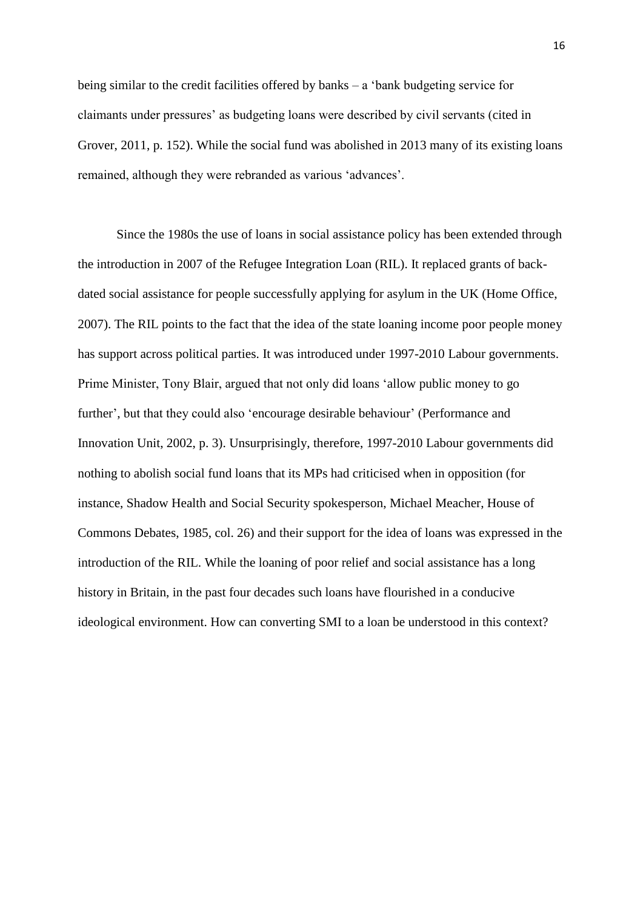being similar to the credit facilities offered by banks – a 'bank budgeting service for claimants under pressures' as budgeting loans were described by civil servants (cited in Grover, 2011, p. 152). While the social fund was abolished in 2013 many of its existing loans remained, although they were rebranded as various 'advances'.

Since the 1980s the use of loans in social assistance policy has been extended through the introduction in 2007 of the Refugee Integration Loan (RIL). It replaced grants of back-dated social assistance for people successfully applying for asylum in the UK (Home Office, 2007). The RIL points to the fact that the idea of the state loaning income poor people money has support across political parties. It was introduced under 1997-2010 Labour governments. Prime Minister, Tony Blair, argued that not only did loans 'allow public money to go further', but that they could also 'encourage desirable behaviour' (Performance and Innovation Unit, 2002, p. 3). Unsurprisingly, therefore, 1997-2010 Labour governments did nothing to abolish social fund loans that its MPs had criticised when in opposition (for instance, Shadow Health and Social Security spokesperson, Michael Meacher, House of Commons Debates, 1985, col. 26) and their support for the idea of loans was expressed in the introduction of the RIL. While the loaning of poor relief and social assistance has a long history in Britain, in the past four decades such loans have flourished in a conducive ideological environment. How can converting SMI to a loan be understood in this context?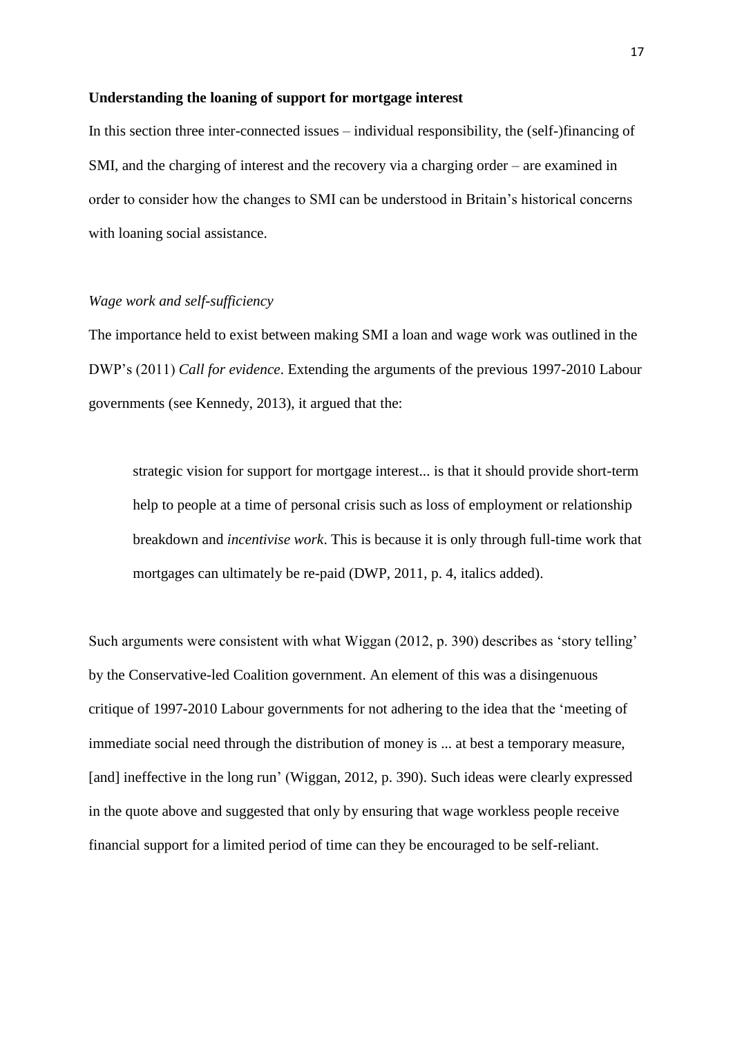**Understanding the loaning of support for mortgage interest**

In this section three inter-connected issues – individual responsibility, the (self-)financing of SMI, and the charging of interest and the recovery via a charging order – are examined in order to consider how the changes to SMI can be understood in Britain's historical concerns with loaning social assistance.

*Wage work and self-sufficiency*

The importance held to exist between making SMI a loan and wage work was outlined in the DWP's (2011) *Call for evidence*. Extending the arguments of the previous 1997-2010 Labour governments (see Kennedy, 2013), it argued that the:

> strategic vision for support for mortgage interest... is that it should provide short-term help to people at a time of personal crisis such as loss of employment or relationship breakdown and *incentivise work*. This is because it is only through full-time work that mortgages can ultimately be re-paid (DWP, 2011, p. 4, italics added).

Such arguments were consistent with what Wiggan (2012, p. 390) describes as 'story telling' by the Conservative-led Coalition government. An element of this was a disingenuous critique of 1997-2010 Labour governments for not adhering to the idea that the 'meeting of immediate social need through the distribution of money is ... at best a temporary measure, [and] ineffective in the long run' (Wiggan, 2012, p. 390). Such ideas were clearly expressed in the quote above and suggested that only by ensuring that wage workless people receive financial support for a limited period of time can they be encouraged to be self-reliant.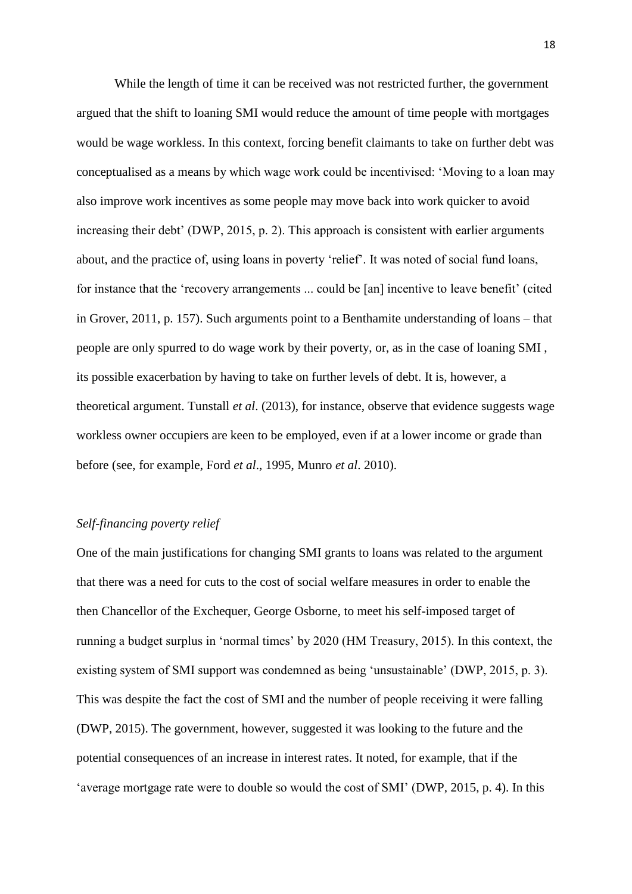While the length of time it can be received was not restricted further, the government argued that the shift to loaning SMI would reduce the amount of time people with mortgages would be wage workless. In this context, forcing benefit claimants to take on further debt was conceptualised as a means by which wage work could be incentivised: 'Moving to a loan may also improve work incentives as some people may move back into work quicker to avoid increasing their debt' (DWP, 2015, p. 2). This approach is consistent with earlier arguments about, and the practice of, using loans in poverty 'relief'. It was noted of social fund loans, for instance that the 'recovery arrangements ... could be [an] incentive to leave benefit' (cited in Grover, 2011, p. 157). Such arguments point to a Benthamite understanding of loans – that people are only spurred to do wage work by their poverty, or, as in the case of loaning SMI , its possible exacerbation by having to take on further levels of debt. It is, however, a theoretical argument. Tunstall *et al*. (2013), for instance, observe that evidence suggests wage workless owner occupiers are keen to be employed, even if at a lower income or grade than before (see, for example, Ford *et al*., 1995, Munro *et al*. 2010).

*Self-financing poverty relief*

One of the main justifications for changing SMI grants to loans was related to the argument that there was a need for cuts to the cost of social welfare measures in order to enable the then Chancellor of the Exchequer, George Osborne, to meet his self-imposed target of running a budget surplus in 'normal times' by 2020 (HM Treasury, 2015). In this context, the existing system of SMI support was condemned as being 'unsustainable' (DWP, 2015, p. 3). This was despite the fact the cost of SMI and the number of people receiving it were falling (DWP, 2015). The government, however, suggested it was looking to the future and the potential consequences of an increase in interest rates. It noted, for example, that if the 'average mortgage rate were to double so would the cost of SMI' (DWP, 2015, p. 4). In this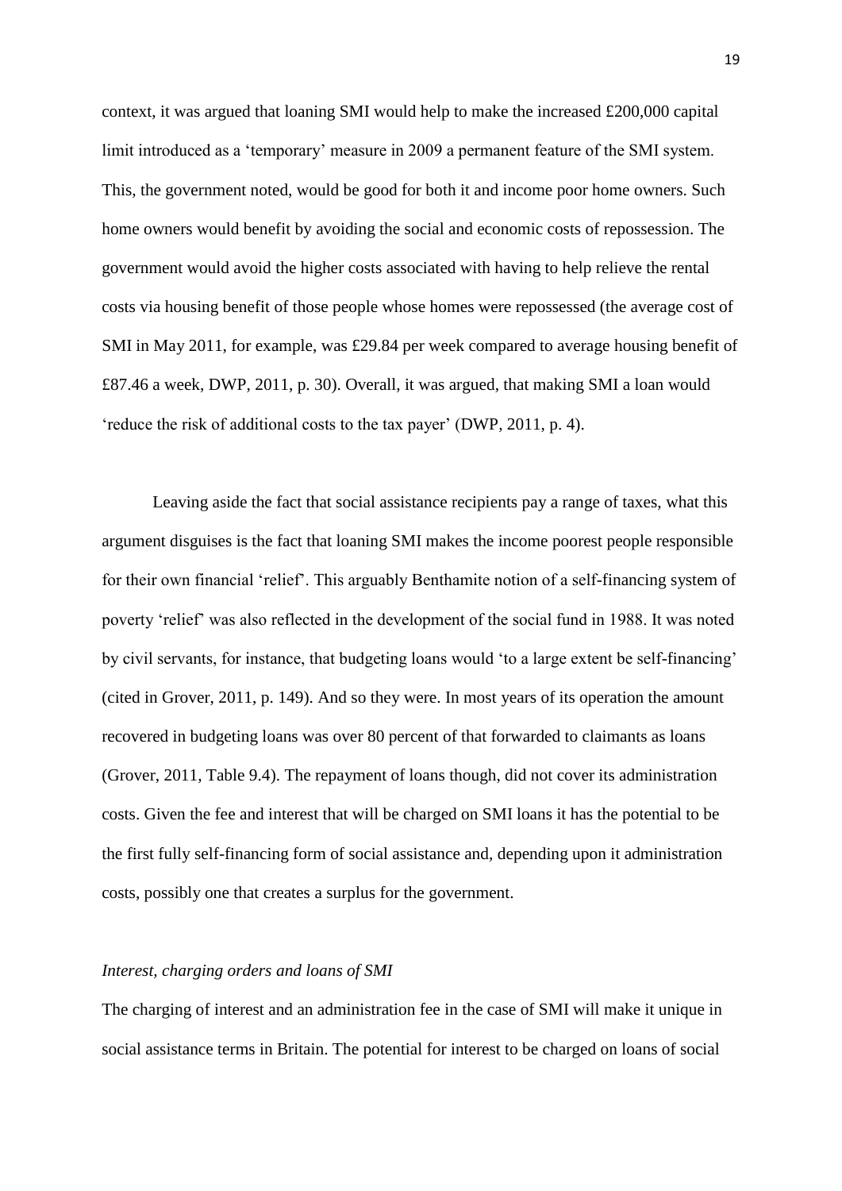context, it was argued that loaning SMI would help to make the increased £200,000 capital limit introduced as a 'temporary' measure in 2009 a permanent feature of the SMI system. This, the government noted, would be good for both it and income poor home owners. Such home owners would benefit by avoiding the social and economic costs of repossession. The government would avoid the higher costs associated with having to help relieve the rental costs via housing benefit of those people whose homes were repossessed (the average cost of SMI in May 2011, for example, was £29.84 per week compared to average housing benefit of £87.46 a week, DWP, 2011, p. 30). Overall, it was argued, that making SMI a loan would 'reduce the risk of additional costs to the tax payer' (DWP, 2011, p. 4).

Leaving aside the fact that social assistance recipients pay a range of taxes, what this argument disguises is the fact that loaning SMI makes the income poorest people responsible for their own financial 'relief'. This arguably Benthamite notion of a self-financing system of poverty 'relief' was also reflected in the development of the social fund in 1988. It was noted by civil servants, for instance, that budgeting loans would 'to a large extent be self-financing' (cited in Grover, 2011, p. 149). And so they were. In most years of its operation the amount recovered in budgeting loans was over 80 percent of that forwarded to claimants as loans (Grover, 2011, Table 9.4). The repayment of loans though, did not cover its administration costs. Given the fee and interest that will be charged on SMI loans it has the potential to be the first fully self-financing form of social assistance and, depending upon it administration costs, possibly one that creates a surplus for the government.

### *Interest, charging orders and loans of SMI*

The charging of interest and an administration fee in the case of SMI will make it unique in social assistance terms in Britain. The potential for interest to be charged on loans of social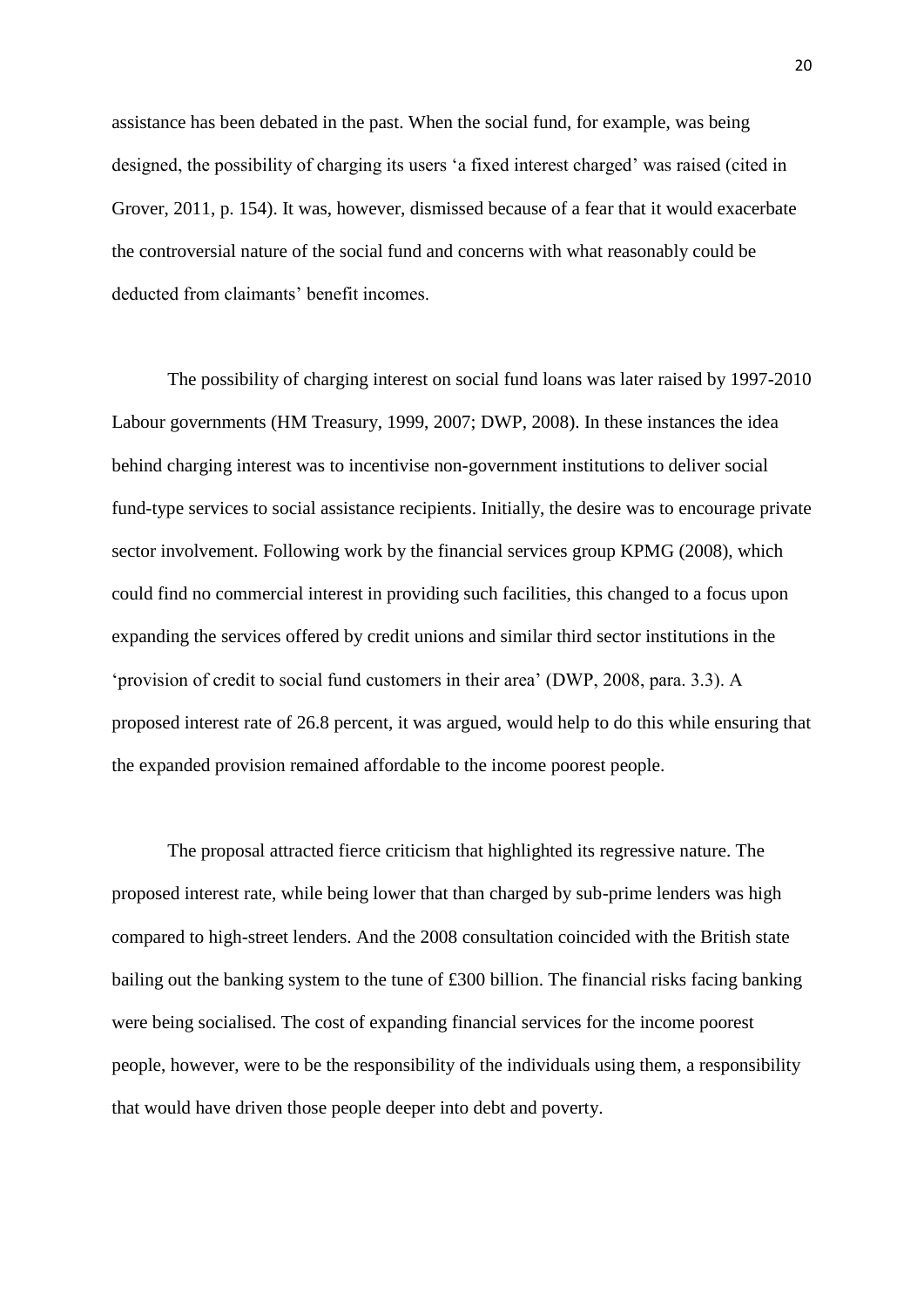assistance has been debated in the past. When the social fund, for example, was being designed, the possibility of charging its users 'a fixed interest charged' was raised (cited in Grover, 2011, p. 154). It was, however, dismissed because of a fear that it would exacerbate the controversial nature of the social fund and concerns with what reasonably could be deducted from claimants' benefit incomes.

The possibility of charging interest on social fund loans was later raised by 1997-2010 Labour governments (HM Treasury, 1999, 2007; DWP, 2008). In these instances the idea behind charging interest was to incentivise non-government institutions to deliver social fund-type services to social assistance recipients. Initially, the desire was to encourage private sector involvement. Following work by the financial services group KPMG (2008), which could find no commercial interest in providing such facilities, this changed to a focus upon expanding the services offered by credit unions and similar third sector institutions in the 'provision of credit to social fund customers in their area' (DWP, 2008, para. 3.3). A proposed interest rate of 26.8 percent, it was argued, would help to do this while ensuring that the expanded provision remained affordable to the income poorest people.

The proposal attracted fierce criticism that highlighted its regressive nature. The proposed interest rate, while being lower that than charged by sub-prime lenders was high compared to high-street lenders. And the 2008 consultation coincided with the British state bailing out the banking system to the tune of £300 billion. The financial risks facing banking were being socialised. The cost of expanding financial services for the income poorest people, however, were to be the responsibility of the individuals using them, a responsibility that would have driven those people deeper into debt and poverty.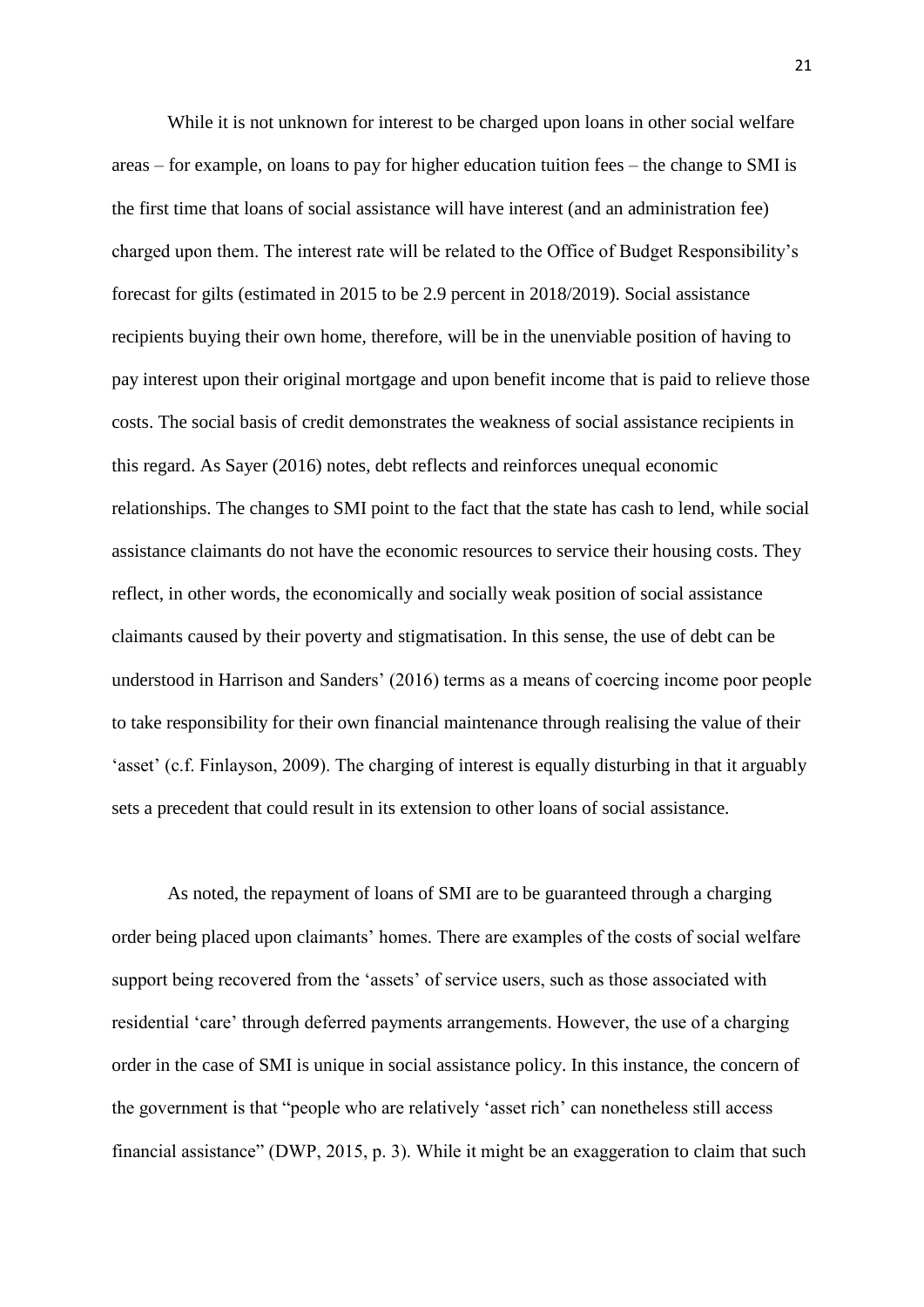While it is not unknown for interest to be charged upon loans in other social welfare areas – for example, on loans to pay for higher education tuition fees – the change to SMI is the first time that loans of social assistance will have interest (and an administration fee) charged upon them. The interest rate will be related to the Office of Budget Responsibility's forecast for gilts (estimated in 2015 to be 2.9 percent in 2018/2019). Social assistance recipients buying their own home, therefore, will be in the unenviable position of having to pay interest upon their original mortgage and upon benefit income that is paid to relieve those costs. The social basis of credit demonstrates the weakness of social assistance recipients in this regard. As Sayer (2016) notes, debt reflects and reinforces unequal economic relationships. The changes to SMI point to the fact that the state has cash to lend, while social assistance claimants do not have the economic resources to service their housing costs. They reflect, in other words, the economically and socially weak position of social assistance claimants caused by their poverty and stigmatisation. In this sense, the use of debt can be understood in Harrison and Sanders' (2016) terms as a means of coercing income poor people to take responsibility for their own financial maintenance through realising the value of their 'asset' (c.f. Finlayson, 2009). The charging of interest is equally disturbing in that it arguably sets a precedent that could result in its extension to other loans of social assistance.

As noted, the repayment of loans of SMI are to be guaranteed through a charging order being placed upon claimants' homes. There are examples of the costs of social welfare support being recovered from the 'assets' of service users, such as those associated with residential 'care' through deferred payments arrangements. However, the use of a charging order in the case of SMI is unique in social assistance policy. In this instance, the concern of the government is that "people who are relatively 'asset rich' can nonetheless still access financial assistance" (DWP, 2015, p. 3). While it might be an exaggeration to claim that such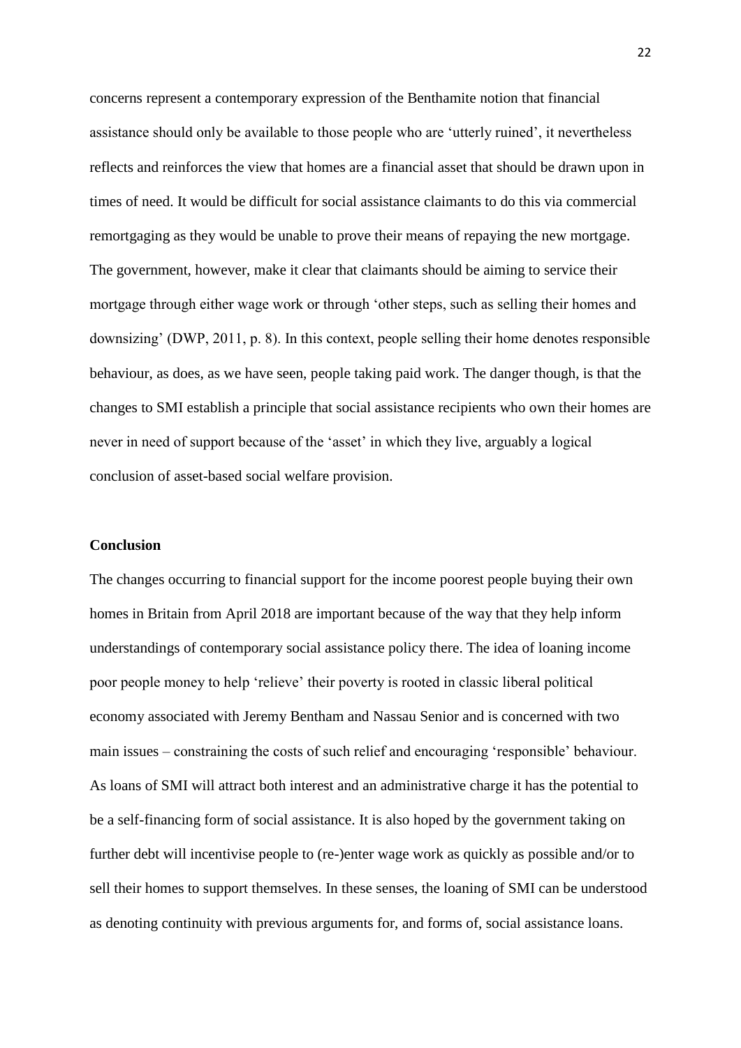concerns represent a contemporary expression of the Benthamite notion that financial assistance should only be available to those people who are 'utterly ruined', it nevertheless reflects and reinforces the view that homes are a financial asset that should be drawn upon in times of need. It would be difficult for social assistance claimants to do this via commercial remortgaging as they would be unable to prove their means of repaying the new mortgage. The government, however, make it clear that claimants should be aiming to service their mortgage through either wage work or through 'other steps, such as selling their homes and downsizing' (DWP, 2011, p. 8). In this context, people selling their home denotes responsible behaviour, as does, as we have seen, people taking paid work. The danger though, is that the changes to SMI establish a principle that social assistance recipients who own their homes are never in need of support because of the 'asset' in which they live, arguably a logical conclusion of asset-based social welfare provision.

## Conclusion

The changes occurring to financial support for the income poorest people buying their own homes in Britain from April 2018 are important because of the way that they help inform understandings of contemporary social assistance policy there. The idea of loaning income poor people money to help 'relieve' their poverty is rooted in classic liberal political economy associated with Jeremy Bentham and Nassau Senior and is concerned with two main issues – constraining the costs of such relief and encouraging 'responsible' behaviour. As loans of SMI will attract both interest and an administrative charge it has the potential to be a self-financing form of social assistance. It is also hoped by the government taking on further debt will incentivise people to (re-)enter wage work as quickly as possible and/or to sell their homes to support themselves. In these senses, the loaning of SMI can be understood as denoting continuity with previous arguments for, and forms of, social assistance loans.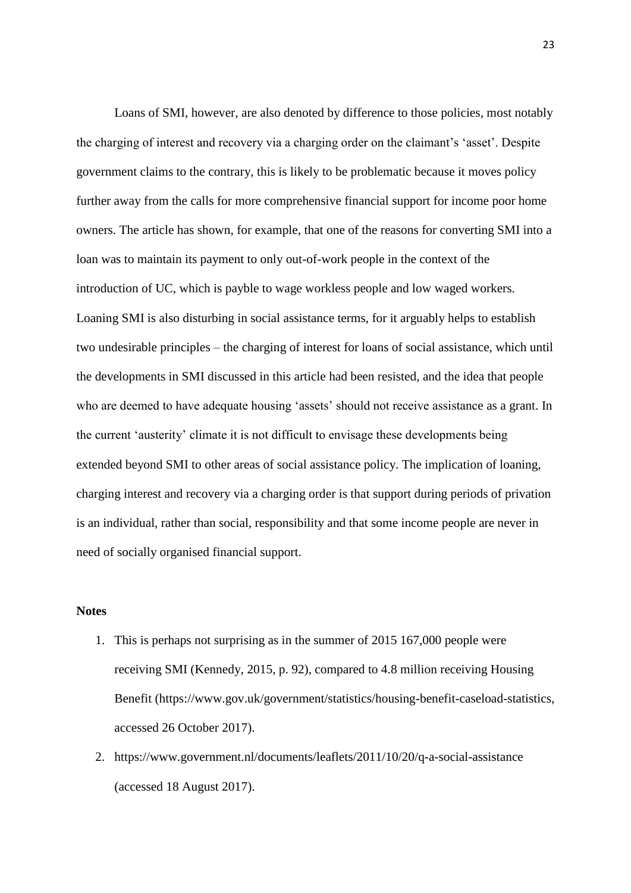Loans of SMI, however, are also denoted by difference to those policies, most notably the charging of interest and recovery via a charging order on the claimant's 'asset'. Despite government claims to the contrary, this is likely to be problematic because it moves policy further away from the calls for more comprehensive financial support for income poor home owners. The article has shown, for example, that one of the reasons for converting SMI into a loan was to maintain its payment to only out-of-work people in the context of the introduction of UC, which is payble to wage workless people and low waged workers. Loaning SMI is also disturbing in social assistance terms, for it arguably helps to establish two undesirable principles – the charging of interest for loans of social assistance, which until the developments in SMI discussed in this article had been resisted, and the idea that people who are deemed to have adequate housing 'assets' should not receive assistance as a grant. In the current 'austerity' climate it is not difficult to envisage these developments being extended beyond SMI to other areas of social assistance policy. The implication of loaning, charging interest and recovery via a charging order is that support during periods of privation is an individual, rather than social, responsibility and that some income people are never in need of socially organised financial support.

**Notes**

1. This is perhaps not surprising as in the summer of 2015 167,000 people were receiving SMI (Kennedy, 2015, p. 92), compared to 4.8 million receiving Housing Benefit (https://www.gov.uk/government/statistics/housing-benefit-caseload-statistics, accessed 26 October 2017).
2. https://www.government.nl/documents/leaflets/2011/10/20/q-a-social-assistance (accessed 18 August 2017).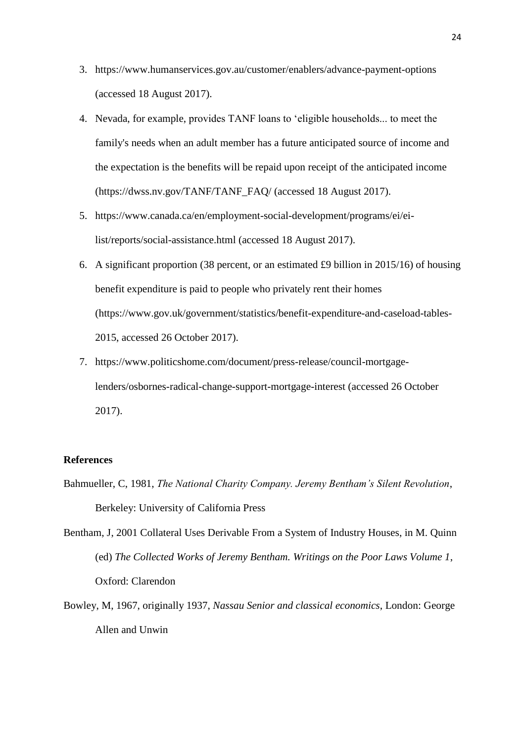3. https://www.humanservices.gov.au/customer/enablers/advance-payment-options (accessed 18 August 2017).
4. Nevada, for example, provides TANF loans to 'eligible households... to meet the family's needs when an adult member has a future anticipated source of income and the expectation is the benefits will be repaid upon receipt of the anticipated income (https://dwss.nv.gov/TANF/TANF_FAQ/ (accessed 18 August 2017).
5. https://www.canada.ca/en/employment-social-development/programs/ei/ei-list/reports/social-assistance.html (accessed 18 August 2017).
6. A significant proportion (38 percent, or an estimated £9 billion in 2015/16) of housing benefit expenditure is paid to people who privately rent their homes (https://www.gov.uk/government/statistics/benefit-expenditure-and-caseload-tables-2015, accessed 26 October 2017).
7. https://www.politicshome.com/document/press-release/council-mortgage-lenders/osbornes-radical-change-support-mortgage-interest (accessed 26 October 2017).

**References**

Bahmueller, C, 1981, *The National Charity Company. Jeremy Bentham's Silent Revolution*, Berkeley: University of California Press

Bentham, J, 2001 Collateral Uses Derivable From a System of Industry Houses, in M. Quinn (ed) *The Collected Works of Jeremy Bentham. Writings on the Poor Laws Volume 1*, Oxford: Clarendon

Bowley, M, 1967, originally 1937, *Nassau Senior and classical economics*, London: George Allen and Unwin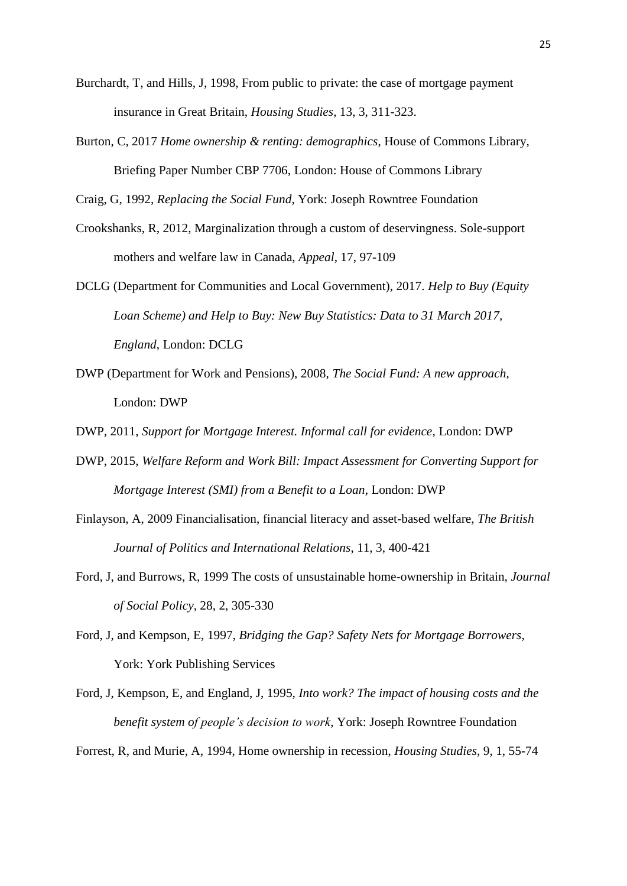Burchardt, T, and Hills, J, 1998, From public to private: the case of mortgage payment insurance in Great Britain, *Housing Studies*, 13, 3, 311-323.

Burton, C, 2017 *Home ownership & renting: demographics*, House of Commons Library, Briefing Paper Number CBP 7706, London: House of Commons Library

Craig, G, 1992, *Replacing the Social Fund*, York: Joseph Rowntree Foundation

Crookshanks, R, 2012, Marginalization through a custom of deservingness. Sole-support mothers and welfare law in Canada, *Appeal*, 17, 97-109

DCLG (Department for Communities and Local Government), 2017. *Help to Buy (Equity Loan Scheme) and Help to Buy: New Buy Statistics: Data to 31 March 2017, England*, London: DCLG

DWP (Department for Work and Pensions), 2008, *The Social Fund: A new approach*, London: DWP

DWP, 2011, *Support for Mortgage Interest. Informal call for evidence*, London: DWP

DWP, 2015, *Welfare Reform and Work Bill: Impact Assessment for Converting Support for Mortgage Interest (SMI) from a Benefit to a Loan*, London: DWP

Finlayson, A, 2009 Financialisation, financial literacy and asset-based welfare, *The British Journal of Politics and International Relations*, 11, 3, 400-421

Ford, J, and Burrows, R, 1999 The costs of unsustainable home-ownership in Britain, *Journal of Social Policy*, 28, 2, 305-330

Ford, J, and Kempson, E, 1997, *Bridging the Gap? Safety Nets for Mortgage Borrowers*, York: York Publishing Services

Ford, J, Kempson, E, and England, J, 1995, *Into work? The impact of housing costs and the benefit system of people's decision to work*, York: Joseph Rowntree Foundation

Forrest, R, and Murie, A, 1994, Home ownership in recession, *Housing Studies*, 9, 1, 55-74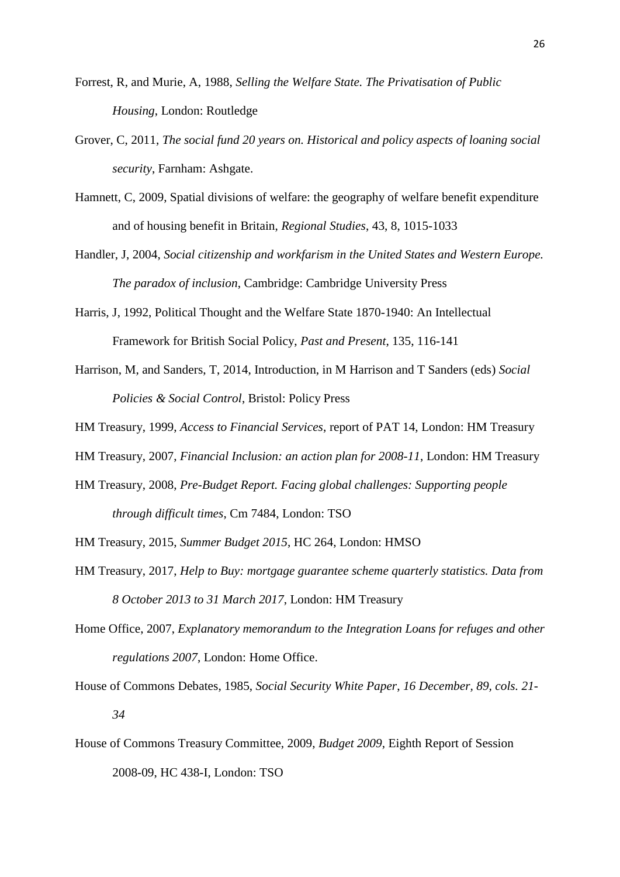Forrest, R, and Murie, A, 1988, *Selling the Welfare State. The Privatisation of Public Housing*, London: Routledge

Grover, C, 2011, *The social fund 20 years on. Historical and policy aspects of loaning social security*, Farnham: Ashgate.

Hamnett, C, 2009, Spatial divisions of welfare: the geography of welfare benefit expenditure and of housing benefit in Britain, *Regional Studies*, 43, 8, 1015-1033

Handler, J, 2004, *Social citizenship and workfarism in the United States and Western Europe. The paradox of inclusion*, Cambridge: Cambridge University Press

Harris, J, 1992, Political Thought and the Welfare State 1870-1940: An Intellectual Framework for British Social Policy, *Past and Present*, 135, 116-141

Harrison, M, and Sanders, T, 2014, Introduction, in M Harrison and T Sanders (eds) *Social Policies & Social Control*, Bristol: Policy Press

HM Treasury, 1999, *Access to Financial Services*, report of PAT 14, London: HM Treasury

HM Treasury, 2007, *Financial Inclusion: an action plan for 2008-11*, London: HM Treasury

HM Treasury, 2008, *Pre-Budget Report. Facing global challenges: Supporting people through difficult times*, Cm 7484, London: TSO

HM Treasury, 2015, *Summer Budget 2015*, HC 264, London: HMSO

HM Treasury, 2017, *Help to Buy: mortgage guarantee scheme quarterly statistics. Data from 8 October 2013 to 31 March 2017*, London: HM Treasury

Home Office, 2007, *Explanatory memorandum to the Integration Loans for refuges and other regulations 2007*, London: Home Office.

House of Commons Debates, 1985, *Social Security White Paper, 16 December, 89, cols. 21-34*

House of Commons Treasury Committee, 2009, *Budget 2009*, Eighth Report of Session 2008-09, HC 438-I, London: TSO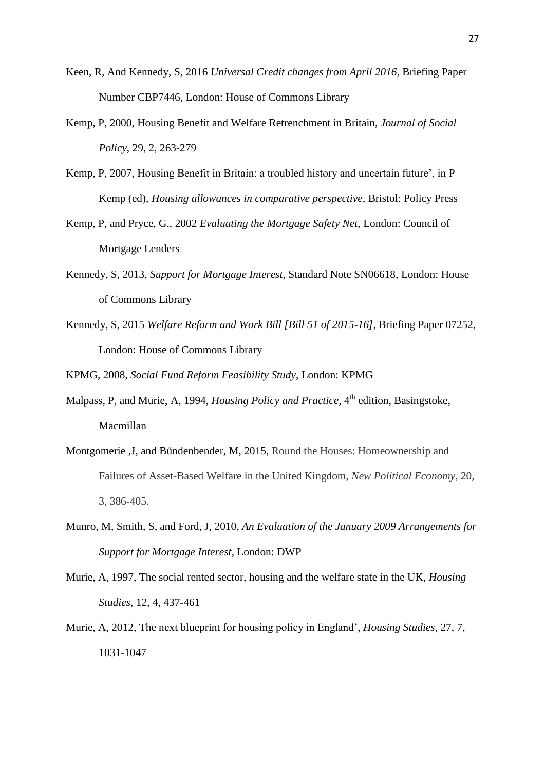Keen, R, And Kennedy, S, 2016 *Universal Credit changes from April 2016*, Briefing Paper Number CBP7446, London: House of Commons Library

Kemp, P, 2000, Housing Benefit and Welfare Retrenchment in Britain, *Journal of Social Policy*, 29, 2, 263-279

Kemp, P, 2007, Housing Benefit in Britain: a troubled history and uncertain future', in P Kemp (ed), *Housing allowances in comparative perspective*, Bristol: Policy Press

Kemp, P, and Pryce, G., 2002 *Evaluating the Mortgage Safety Net*, London: Council of Mortgage Lenders

Kennedy, S, 2013, *Support for Mortgage Interest*, Standard Note SN06618, London: House of Commons Library

Kennedy, S, 2015 *Welfare Reform and Work Bill [Bill 51 of 2015-16]*, Briefing Paper 07252, London: House of Commons Library

KPMG, 2008, *Social Fund Reform Feasibility Study*, London: KPMG

Malpass, P, and Murie, A, 1994, *Housing Policy and Practice*, 4th edition, Basingstoke, Macmillan

Montgomerie ,J, and Bündenbender, M, 2015, Round the Houses: Homeownership and Failures of Asset-Based Welfare in the United Kingdom, *New Political Economy*, 20, 3, 386-405.

Munro, M, Smith, S, and Ford, J, 2010, *An Evaluation of the January 2009 Arrangements for Support for Mortgage Interest*, London: DWP

Murie, A, 1997, The social rented sector, housing and the welfare state in the UK, *Housing Studies*, 12, 4, 437-461

Murie, A, 2012, The next blueprint for housing policy in England', *Housing Studies*, 27, 7, 1031-1047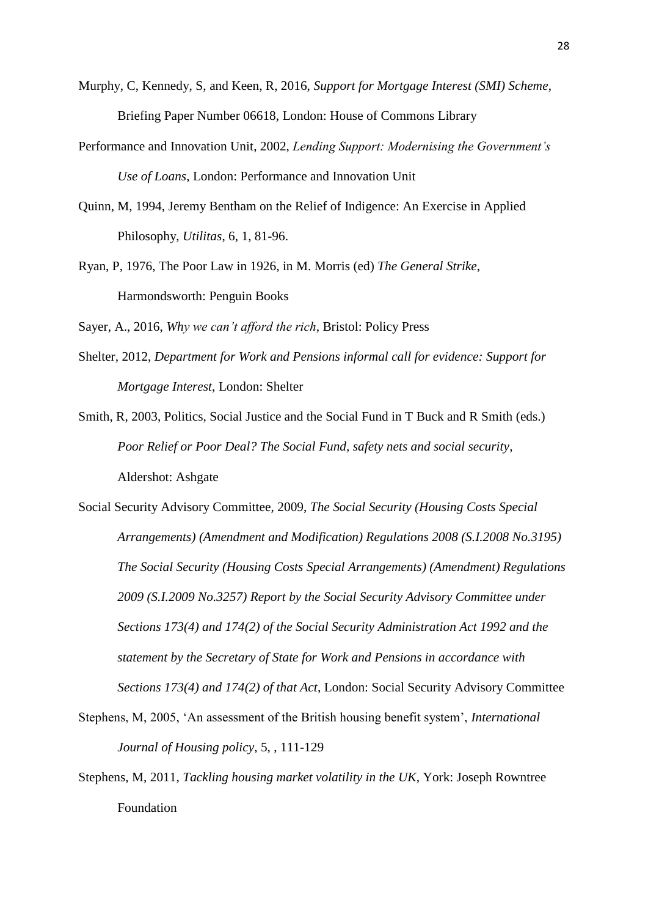Murphy, C, Kennedy, S, and Keen, R, 2016, *Support for Mortgage Interest (SMI) Scheme*, Briefing Paper Number 06618, London: House of Commons Library

Performance and Innovation Unit, 2002, *Lending Support: Modernising the Government's Use of Loans*, London: Performance and Innovation Unit

Quinn, M, 1994, Jeremy Bentham on the Relief of Indigence: An Exercise in Applied Philosophy, *Utilitas*, 6, 1, 81-96.

Ryan, P, 1976, The Poor Law in 1926, in M. Morris (ed) *The General Strike*, Harmondsworth: Penguin Books

Sayer, A., 2016, *Why we can't afford the rich*, Bristol: Policy Press

Shelter, 2012, *Department for Work and Pensions informal call for evidence: Support for Mortgage Interest*, London: Shelter

Smith, R, 2003, Politics, Social Justice and the Social Fund in T Buck and R Smith (eds.) *Poor Relief or Poor Deal? The Social Fund, safety nets and social security*, Aldershot: Ashgate

Social Security Advisory Committee, 2009, *The Social Security (Housing Costs Special Arrangements) (Amendment and Modification) Regulations 2008 (S.I.2008 No.3195) The Social Security (Housing Costs Special Arrangements) (Amendment) Regulations 2009 (S.I.2009 No.3257) Report by the Social Security Advisory Committee under Sections 173(4) and 174(2) of the Social Security Administration Act 1992 and the statement by the Secretary of State for Work and Pensions in accordance with Sections 173(4) and 174(2) of that Act*, London: Social Security Advisory Committee

Stephens, M, 2005, 'An assessment of the British housing benefit system', *International Journal of Housing policy*, 5, , 111-129

Stephens, M, 2011, *Tackling housing market volatility in the UK*, York: Joseph Rowntree Foundation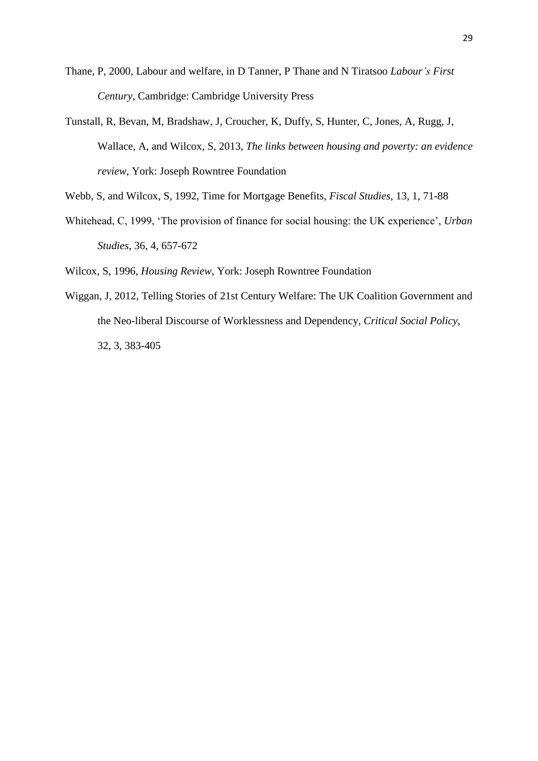Thane, P, 2000, Labour and welfare, in D Tanner, P Thane and N Tiratsoo *Labour's First Century*, Cambridge: Cambridge University Press

Tunstall, R, Bevan, M, Bradshaw, J, Croucher, K, Duffy, S, Hunter, C, Jones, A, Rugg, J, Wallace, A, and Wilcox, S, 2013, *The links between housing and poverty: an evidence review*, York: Joseph Rowntree Foundation

Webb, S, and Wilcox, S, 1992, Time for Mortgage Benefits, *Fiscal Studies*, 13, 1, 71-88

Whitehead, C, 1999, 'The provision of finance for social housing: the UK experience', *Urban Studies*, 36, 4, 657-672

Wilcox, S, 1996, *Housing Review*, York: Joseph Rowntree Foundation

Wiggan, J, 2012, Telling Stories of 21st Century Welfare: The UK Coalition Government and the Neo-liberal Discourse of Worklessness and Dependency, *Critical Social Policy*, 32, 3, 383-405